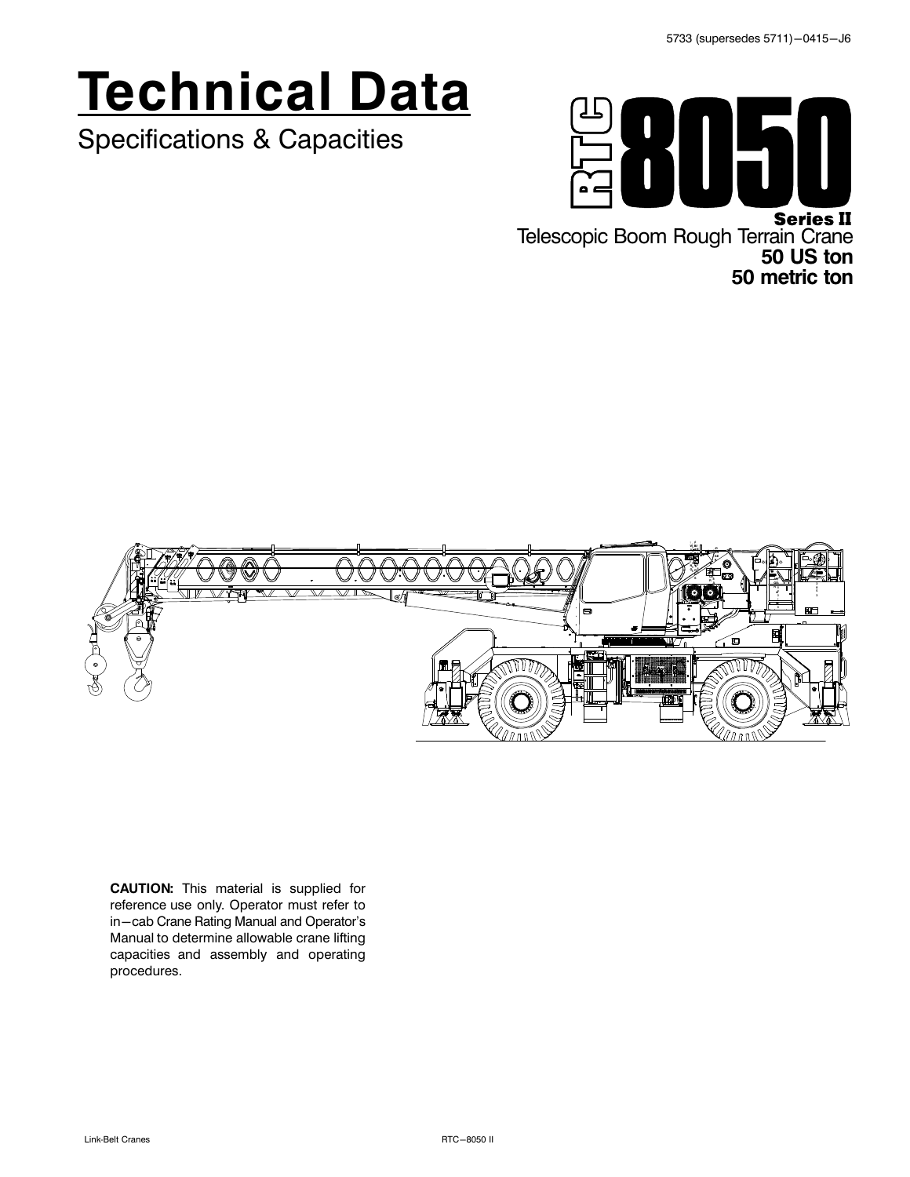5733 (supersedes 5711)—0415—J6

# Technical Data

Specifications & Capacities

**RTC 8050**

**Series II**

Telescopic Boom Rough Terrain Crane

**50 US ton**

**50 metric ton**

**CAUTION:** This material is supplied for reference use only. Operator must refer to in—cab Crane Rating Manual and Operator's Manual to determine allowable crane lifting capacities and assembly and operating procedures.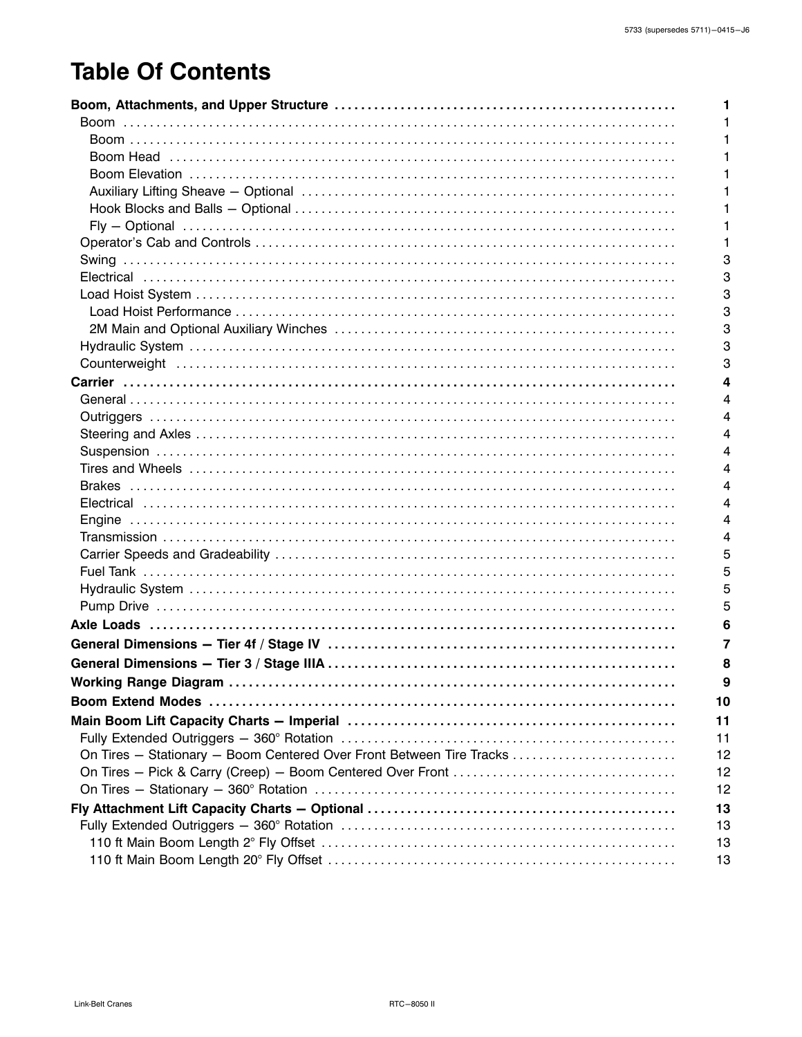# Table Of Contents

| | |
|---|---|
| **Boom, Attachments, and Upper Structure** | **1** |
| Boom | 1 |
| Boom | 1 |
| Boom Head | 1 |
| Boom Elevation | 1 |
| Auxiliary Lifting Sheave – Optional | 1 |
| Hook Blocks and Balls – Optional | 1 |
| Fly – Optional | 1 |
| Operator's Cab and Controls | 1 |
| Swing | 3 |
| Electrical | 3 |
| Load Hoist System | 3 |
| Load Hoist Performance | 3 |
| 2M Main and Optional Auxiliary Winches | 3 |
| Hydraulic System | 3 |
| Counterweight | 3 |
| **Carrier** | **4** |
| General | 4 |
| Outriggers | 4 |
| Steering and Axles | 4 |
| Suspension | 4 |
| Tires and Wheels | 4 |
| Brakes | 4 |
| Electrical | 4 |
| Engine | 4 |
| Transmission | 4 |
| Carrier Speeds and Gradeability | 5 |
| Fuel Tank | 5 |
| Hydraulic System | 5 |
| Pump Drive | 5 |
| **Axle Loads** | **6** |
| **General Dimensions – Tier 4f / Stage IV** | **7** |
| **General Dimensions – Tier 3 / Stage IIIA** | **8** |
| **Working Range Diagram** | **9** |
| **Boom Extend Modes** | **10** |
| **Main Boom Lift Capacity Charts – Imperial** | **11** |
| Fully Extended Outriggers – 360° Rotation | 11 |
| On Tires – Stationary – Boom Centered Over Front Between Tire Tracks | 12 |
| On Tires – Pick & Carry (Creep) – Boom Centered Over Front | 12 |
| On Tires – Stationary – 360° Rotation | 12 |
| **Fly Attachment Lift Capacity Charts – Optional** | **13** |
| Fully Extended Outriggers – 360° Rotation | 13 |
| 110 ft Main Boom Length 2° Fly Offset | 13 |
| 110 ft Main Boom Length 20° Fly Offset | 13 |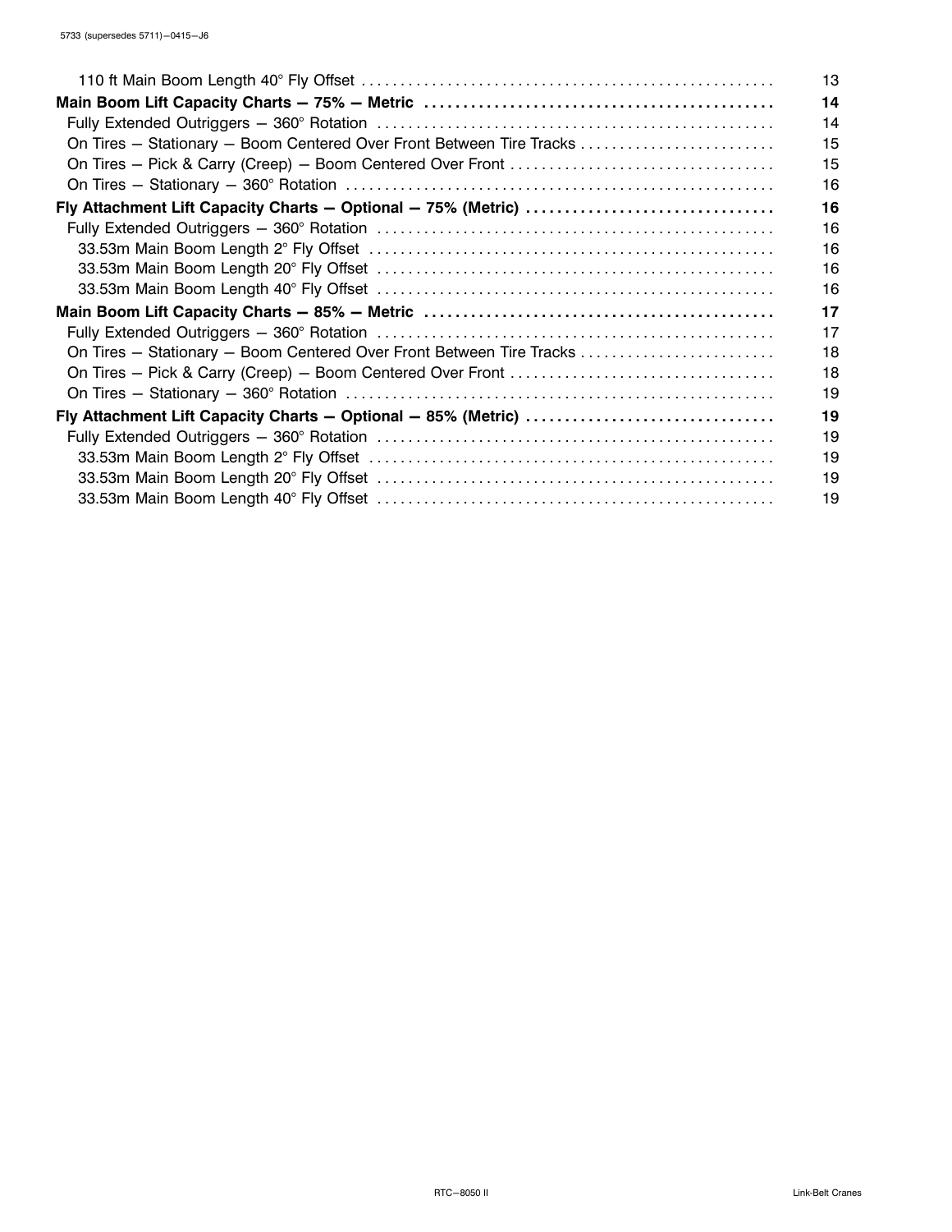| | |
|---|---|
| 110 ft Main Boom Length 40° Fly Offset | 13 |
| **Main Boom Lift Capacity Charts — 75% — Metric** | **14** |
| Fully Extended Outriggers — 360° Rotation | 14 |
| On Tires — Stationary — Boom Centered Over Front Between Tire Tracks | 15 |
| On Tires — Pick & Carry (Creep) — Boom Centered Over Front | 15 |
| On Tires — Stationary — 360° Rotation | 16 |
| **Fly Attachment Lift Capacity Charts — Optional — 75% (Metric)** | **16** |
| Fully Extended Outriggers — 360° Rotation | 16 |
| 33.53m Main Boom Length 2° Fly Offset | 16 |
| 33.53m Main Boom Length 20° Fly Offset | 16 |
| 33.53m Main Boom Length 40° Fly Offset | 16 |
| **Main Boom Lift Capacity Charts — 85% — Metric** | **17** |
| Fully Extended Outriggers — 360° Rotation | 17 |
| On Tires — Stationary — Boom Centered Over Front Between Tire Tracks | 18 |
| On Tires — Pick & Carry (Creep) — Boom Centered Over Front | 18 |
| On Tires — Stationary — 360° Rotation | 19 |
| **Fly Attachment Lift Capacity Charts — Optional — 85% (Metric)** | **19** |
| Fully Extended Outriggers — 360° Rotation | 19 |
| 33.53m Main Boom Length 2° Fly Offset | 19 |
| 33.53m Main Boom Length 20° Fly Offset | 19 |
| 33.53m Main Boom Length 40° Fly Offset | 19 |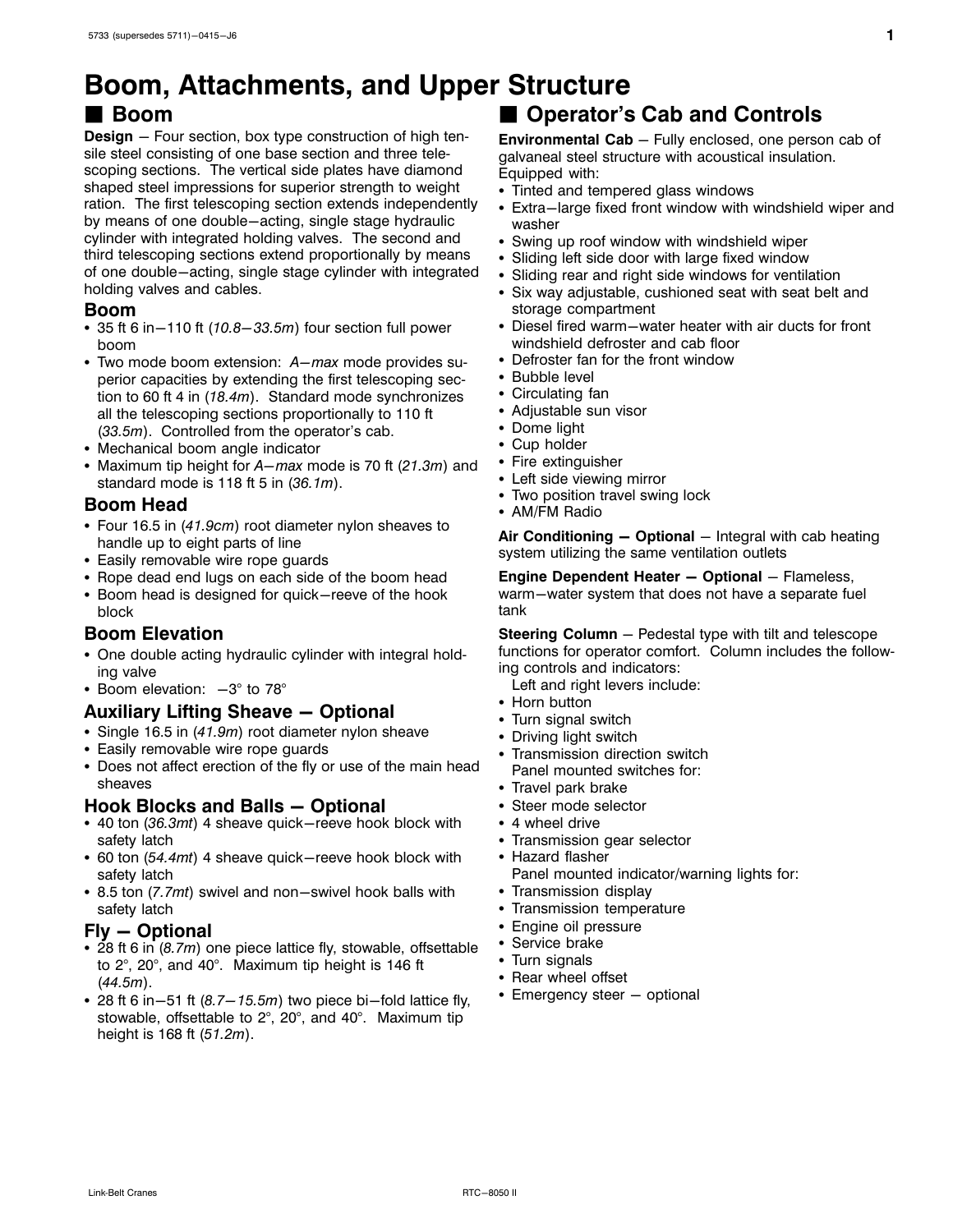# Boom, Attachments, and Upper Structure

## ■ Boom

**Design** – Four section, box type construction of high tensile steel consisting of one base section and three telescoping sections. The vertical side plates have diamond shaped steel impressions for superior strength to weight ration. The first telescoping section extends independently by means of one double–acting, single stage hydraulic cylinder with integrated holding valves. The second and third telescoping sections extend proportionally by means of one double–acting, single stage cylinder with integrated holding valves and cables.

### Boom

- 35 ft 6 in–110 ft (*10.8–33.5m*) four section full power boom
- Two mode boom extension: *A–max* mode provides superior capacities by extending the first telescoping section to 60 ft 4 in (*18.4m*). Standard mode synchronizes all the telescoping sections proportionally to 110 ft (*33.5m*). Controlled from the operator's cab.
- Mechanical boom angle indicator
- Maximum tip height for *A–max* mode is 70 ft (*21.3m*) and standard mode is 118 ft 5 in (*36.1m*).

### Boom Head

- Four 16.5 in (*41.9cm*) root diameter nylon sheaves to handle up to eight parts of line
- Easily removable wire rope guards
- Rope dead end lugs on each side of the boom head
- Boom head is designed for quick–reeve of the hook block

### Boom Elevation

- One double acting hydraulic cylinder with integral holding valve
- Boom elevation: –3° to 78°

### Auxiliary Lifting Sheave – Optional

- Single 16.5 in (*41.9m*) root diameter nylon sheave
- Easily removable wire rope guards
- Does not affect erection of the fly or use of the main head sheaves

### Hook Blocks and Balls – Optional

- 40 ton (*36.3mt*) 4 sheave quick–reeve hook block with safety latch
- 60 ton (*54.4mt*) 4 sheave quick–reeve hook block with safety latch
- 8.5 ton (*7.7mt*) swivel and non–swivel hook balls with safety latch

### Fly – Optional

- 28 ft 6 in (*8.7m*) one piece lattice fly, stowable, offsettable to 2°, 20°, and 40°. Maximum tip height is 146 ft (*44.5m*).
- 28 ft 6 in–51 ft (*8.7–15.5m*) two piece bi–fold lattice fly, stowable, offsettable to 2°, 20°, and 40°. Maximum tip height is 168 ft (*51.2m*).

## ■ Operator's Cab and Controls

**Environmental Cab** – Fully enclosed, one person cab of galvaneal steel structure with acoustical insulation. Equipped with:

- Tinted and tempered glass windows
- Extra–large fixed front window with windshield wiper and washer
- Swing up roof window with windshield wiper
- Sliding left side door with large fixed window
- Sliding rear and right side windows for ventilation
- Six way adjustable, cushioned seat with seat belt and storage compartment
- Diesel fired warm–water heater with air ducts for front windshield defroster and cab floor
- Defroster fan for the front window
- Bubble level
- Circulating fan
- Adjustable sun visor
- Dome light
- Cup holder
- Fire extinguisher
- Left side viewing mirror
- Two position travel swing lock
- AM/FM Radio

**Air Conditioning – Optional** – Integral with cab heating system utilizing the same ventilation outlets

**Engine Dependent Heater – Optional** – Flameless, warm–water system that does not have a separate fuel tank

**Steering Column** – Pedestal type with tilt and telescope functions for operator comfort. Column includes the following controls and indicators:

Left and right levers include:

- Horn button
- Turn signal switch
- Driving light switch
- Transmission direction switch

Panel mounted switches for:

- Travel park brake
- Steer mode selector
- 4 wheel drive
- Transmission gear selector
- Hazard flasher

Panel mounted indicator/warning lights for:

- Transmission display
- Transmission temperature
- Engine oil pressure
- Service brake
- Turn signals
- Rear wheel offset
- Emergency steer – optional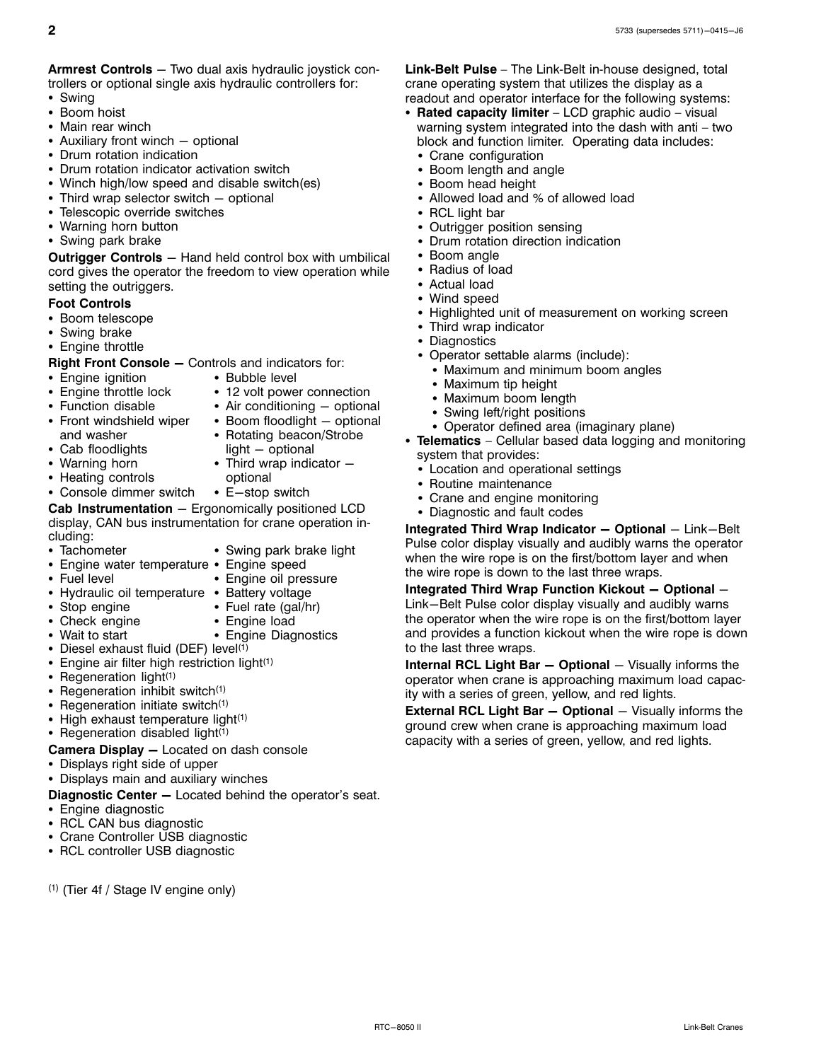**Armrest Controls** — Two dual axis hydraulic joystick controllers or optional single axis hydraulic controllers for:

- Swing
- Boom hoist
- Main rear winch
- Auxiliary front winch — optional
- Drum rotation indication
- Drum rotation indicator activation switch
- Winch high/low speed and disable switch(es)
- Third wrap selector switch — optional
- Telescopic override switches
- Warning horn button
- Swing park brake

**Outrigger Controls** — Hand held control box with umbilical cord gives the operator the freedom to view operation while setting the outriggers.

**Foot Controls**

- Boom telescope
- Swing brake
- Engine throttle

**Right Front Console —** Controls and indicators for:

- Engine ignition
- Engine throttle lock
- Function disable
- Front windshield wiper and washer
- Cab floodlights
- Warning horn
- Heating controls
- Console dimmer switch
- Bubble level
- 12 volt power connection
- Air conditioning — optional
- Boom floodlight — optional
- Rotating beacon/Strobe light — optional
- Third wrap indicator — optional
- E—stop switch

**Cab Instrumentation** — Ergonomically positioned LCD display, CAN bus instrumentation for crane operation including:

- Tachometer
- Engine water temperature
- Fuel level
- Hydraulic oil temperature
- Stop engine
- Check engine
- Wait to start
- Swing park brake light
- Engine speed
- Engine oil pressure
- Battery voltage
- Fuel rate (gal/hr)
- Engine load
- Engine Diagnostics
- Diesel exhaust fluid (DEF) level[1]
- Engine air filter high restriction light[1]
- Regeneration light[1]
- Regeneration inhibit switch[1]
- Regeneration initiate switch[1]
- High exhaust temperature light[1]
- Regeneration disabled light[1]

**Camera Display —** Located on dash console

- Displays right side of upper
- Displays main and auxiliary winches

**Diagnostic Center —** Located behind the operator's seat.

- Engine diagnostic
- RCL CAN bus diagnostic
- Crane Controller USB diagnostic
- RCL controller USB diagnostic

[1] (Tier 4f / Stage IV engine only)

**Link-Belt Pulse** – The Link-Belt in-house designed, total crane operating system that utilizes the display as a readout and operator interface for the following systems:

- **Rated capacity limiter** – LCD graphic audio – visual warning system integrated into the dash with anti – two block and function limiter. Operating data includes:
  - Crane configuration
  - Boom length and angle
  - Boom head height
  - Allowed load and % of allowed load
  - RCL light bar
  - Outrigger position sensing
  - Drum rotation direction indication
  - Boom angle
  - Radius of load
  - Actual load
  - Wind speed
  - Highlighted unit of measurement on working screen
  - Third wrap indicator
  - Diagnostics
  - Operator settable alarms (include):
    - Maximum and minimum boom angles
    - Maximum tip height
    - Maximum boom length
    - Swing left/right positions
    - Operator defined area (imaginary plane)
- **Telematics** – Cellular based data logging and monitoring system that provides:
  - Location and operational settings
  - Routine maintenance
  - Crane and engine monitoring
  - Diagnostic and fault codes

**Integrated Third Wrap Indicator — Optional** — Link—Belt Pulse color display visually and audibly warns the operator when the wire rope is on the first/bottom layer and when the wire rope is down to the last three wraps.

**Integrated Third Wrap Function Kickout — Optional** — Link—Belt Pulse color display visually and audibly warns the operator when the wire rope is on the first/bottom layer and provides a function kickout when the wire rope is down to the last three wraps.

**Internal RCL Light Bar — Optional** — Visually informs the operator when crane is approaching maximum load capacity with a series of green, yellow, and red lights.

**External RCL Light Bar — Optional** — Visually informs the ground crew when crane is approaching maximum load capacity with a series of green, yellow, and red lights.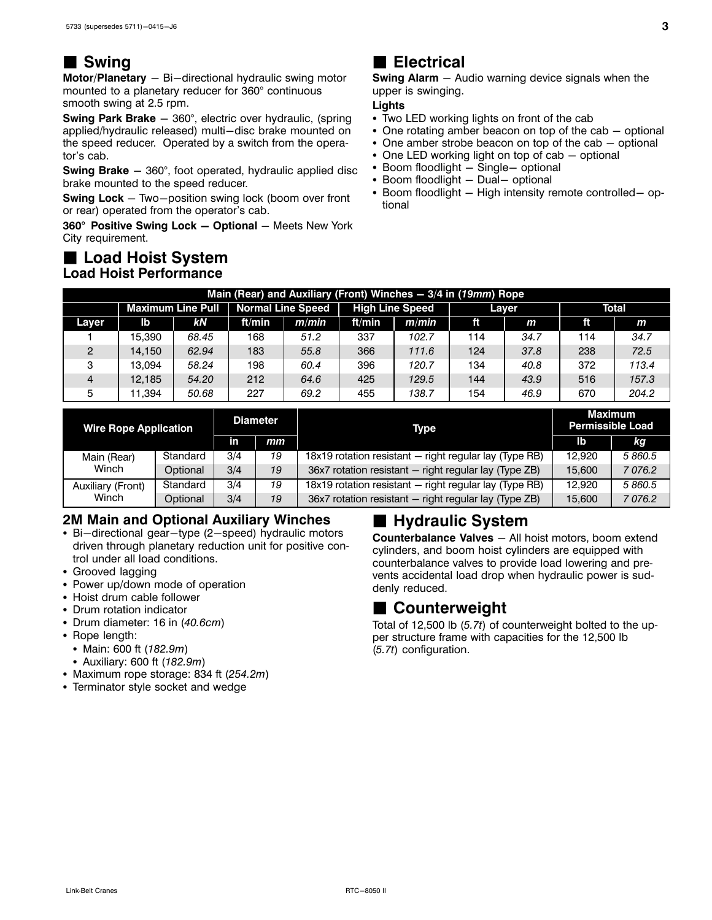## ■ Swing

**Motor/Planetary** — Bi−directional hydraulic swing motor mounted to a planetary reducer for 360° continuous smooth swing at 2.5 rpm.

**Swing Park Brake** — 360°, electric over hydraulic, (spring applied/hydraulic released) multi−disc brake mounted on the speed reducer. Operated by a switch from the operator's cab.

**Swing Brake** — 360°, foot operated, hydraulic applied disc brake mounted to the speed reducer.

**Swing Lock** — Two−position swing lock (boom over front or rear) operated from the operator's cab.

**360° Positive Swing Lock — Optional** — Meets New York City requirement.

## ■ Load Hoist System

### Load Hoist Performance

| Main (Rear) and Auxiliary (Front) Winches — 3/4 in (*19mm*) Rope | | | | | | | | | | |
|---|---|---|---|---|---|---|---|---|---|---|
| | Maximum Line Pull | | Normal Line Speed | | High Line Speed | | Layer | | Total | |
| Layer | lb | *kN* | ft/min | *m/min* | ft/min | *m/min* | ft | *m* | ft | *m* |
| 1 | 15,390 | *68.45* | 168 | *51.2* | 337 | *102.7* | 114 | *34.7* | 114 | *34.7* |
| 2 | 14,150 | *62.94* | 183 | *55.8* | 366 | *111.6* | 124 | *37.8* | 238 | *72.5* |
| 3 | 13,094 | *58.24* | 198 | *60.4* | 396 | *120.7* | 134 | *40.8* | 372 | *113.4* |
| 4 | 12,185 | *54.20* | 212 | *64.6* | 425 | *129.5* | 144 | *43.9* | 516 | *157.3* |
| 5 | 11,394 | *50.68* | 227 | *69.2* | 455 | *138.7* | 154 | *46.9* | 670 | *204.2* |

| Wire Rope Application | | Diameter | | Type | Maximum Permissible Load | |
|---|---|---|---|---|---|---|
| | | in | *mm* | | lb | *kg* |
| Main (Rear) Winch | Standard | 3/4 | *19* | 18x19 rotation resistant — right regular lay (Type RB) | 12,920 | *5 860.5* |
| | Optional | 3/4 | *19* | 36x7 rotation resistant — right regular lay (Type ZB) | 15,600 | *7 076.2* |
| Auxiliary (Front) Winch | Standard | 3/4 | *19* | 18x19 rotation resistant — right regular lay (Type RB) | 12,920 | *5 860.5* |
| | Optional | 3/4 | *19* | 36x7 rotation resistant — right regular lay (Type ZB) | 15,600 | *7 076.2* |

### 2M Main and Optional Auxiliary Winches

- Bi−directional gear−type (2−speed) hydraulic motors driven through planetary reduction unit for positive control under all load conditions.
- Grooved lagging
- Power up/down mode of operation
- Hoist drum cable follower
- Drum rotation indicator
- Drum diameter: 16 in (*40.6cm*)
- Rope length:
  - Main: 600 ft (*182.9m*)
  - Auxiliary: 600 ft (*182.9m*)
- Maximum rope storage: 834 ft (*254.2m*)
- Terminator style socket and wedge

## ■ Electrical

**Swing Alarm** — Audio warning device signals when the upper is swinging.

**Lights**

- Two LED working lights on front of the cab
- One rotating amber beacon on top of the cab — optional
- One amber strobe beacon on top of the cab — optional
- One LED working light on top of cab — optional
- Boom floodlight — Single— optional
- Boom floodlight — Dual— optional
- Boom floodlight — High intensity remote controlled— optional

## ■ Hydraulic System

**Counterbalance Valves** — All hoist motors, boom extend cylinders, and boom hoist cylinders are equipped with counterbalance valves to provide load lowering and prevents accidental load drop when hydraulic power is suddenly reduced.

## ■ Counterweight

Total of 12,500 lb (*5.7t*) of counterweight bolted to the upper structure frame with capacities for the 12,500 lb (*5.7t*) configuration.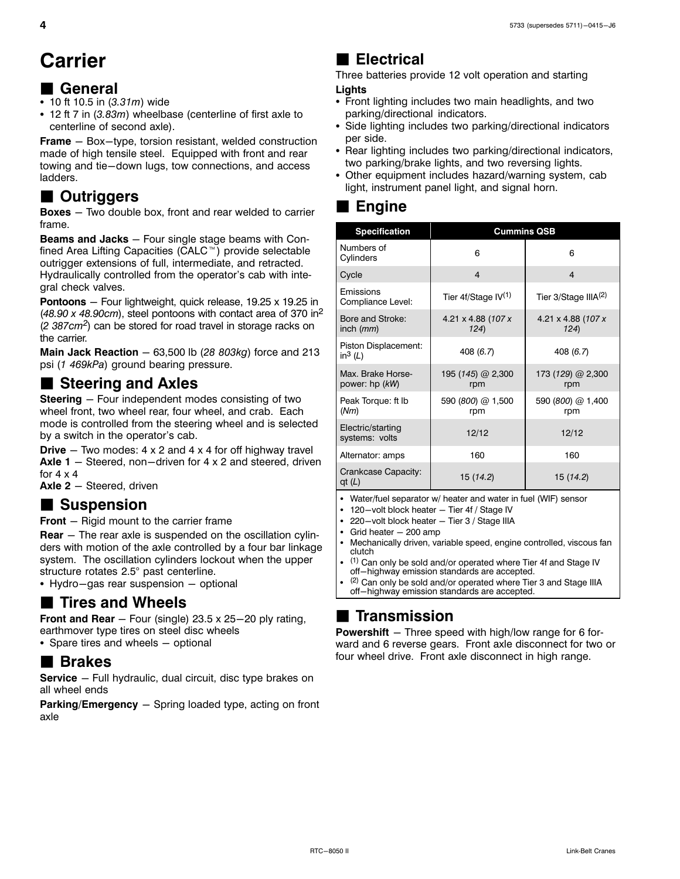# Carrier

## General

- 10 ft 10.5 in (*3.31m*) wide
- 12 ft 7 in (*3.83m*) wheelbase (centerline of first axle to centerline of second axle).

**Frame** — Box−type, torsion resistant, welded construction made of high tensile steel. Equipped with front and rear towing and tie−down lugs, tow connections, and access ladders.

## Outriggers

**Boxes** — Two double box, front and rear welded to carrier frame.

**Beams and Jacks** — Four single stage beams with Confined Area Lifting Capacities (CALC™) provide selectable outrigger extensions of full, intermediate, and retracted. Hydraulically controlled from the operator's cab with integral check valves.

**Pontoons** — Four lightweight, quick release, 19.25 x 19.25 in (*48.90 x 48.90cm*), steel pontoons with contact area of 370 in$^2$ (*2 387cm$^2$*) can be stored for road travel in storage racks on the carrier.

**Main Jack Reaction** — 63,500 lb (*28 803kg*) force and 213 psi (*1 469kPa*) ground bearing pressure.

## Steering and Axles

**Steering** — Four independent modes consisting of two wheel front, two wheel rear, four wheel, and crab. Each mode is controlled from the steering wheel and is selected by a switch in the operator's cab.

**Drive** — Two modes: 4 x 2 and 4 x 4 for off highway travel

**Axle 1** — Steered, non−driven for 4 x 2 and steered, driven for 4 x 4

**Axle 2** — Steered, driven

## Suspension

**Front** — Rigid mount to the carrier frame

**Rear** — The rear axle is suspended on the oscillation cylinders with motion of the axle controlled by a four bar linkage system. The oscillation cylinders lockout when the upper structure rotates 2.5° past centerline.

- Hydro−gas rear suspension — optional

## Tires and Wheels

**Front and Rear** — Four (single) 23.5 x 25−20 ply rating, earthmover type tires on steel disc wheels

- Spare tires and wheels — optional

## Brakes

**Service** — Full hydraulic, dual circuit, disc type brakes on all wheel ends

**Parking/Emergency** — Spring loaded type, acting on front axle

## Electrical

Three batteries provide 12 volt operation and starting

**Lights**

- Front lighting includes two main headlights, and two parking/directional indicators.
- Side lighting includes two parking/directional indicators per side.
- Rear lighting includes two parking/directional indicators, two parking/brake lights, and two reversing lights.
- Other equipment includes hazard/warning system, cab light, instrument panel light, and signal horn.

## Engine

| Specification | Cummins QSB | |
|---|---|---|
| Numbers of Cylinders | 6 | 6 |
| Cycle | 4 | 4 |
| Emissions Compliance Level: | Tier 4f/Stage IV(1) | Tier 3/Stage IIIA(2) |
| Bore and Stroke: inch (*mm*) | 4.21 x 4.88 (*107 x 124*) | 4.21 x 4.88 (*107 x 124*) |
| Piston Displacement: in$^3$ (*L*) | 408 (*6.7*) | 408 (*6.7*) |
| Max. Brake Horsepower: hp (*kW*) | 195 (*145*) @ 2,300 rpm | 173 (*129*) @ 2,300 rpm |
| Peak Torque: ft lb (*Nm*) | 590 (*800*) @ 1,500 rpm | 590 (*800*) @ 1,400 rpm |
| Electric/starting systems: volts | 12/12 | 12/12 |
| Alternator: amps | 160 | 160 |
| Crankcase Capacity: qt (*L*) | 15 (*14.2*) | 15 (*14.2*) |

- Water/fuel separator w/ heater and water in fuel (WIF) sensor
- 120−volt block heater — Tier 4f / Stage IV
- 220−volt block heater — Tier 3 / Stage IIIA
- Grid heater — 200 amp
- Mechanically driven, variable speed, engine controlled, viscous fan clutch
- (1) Can only be sold and/or operated where Tier 4f and Stage IV off−highway emission standards are accepted.
- (2) Can only be sold and/or operated where Tier 3 and Stage IIIA off−highway emission standards are accepted.

## Transmission

**Powershift** — Three speed with high/low range for 6 forward and 6 reverse gears. Front axle disconnect for two or four wheel drive. Front axle disconnect in high range.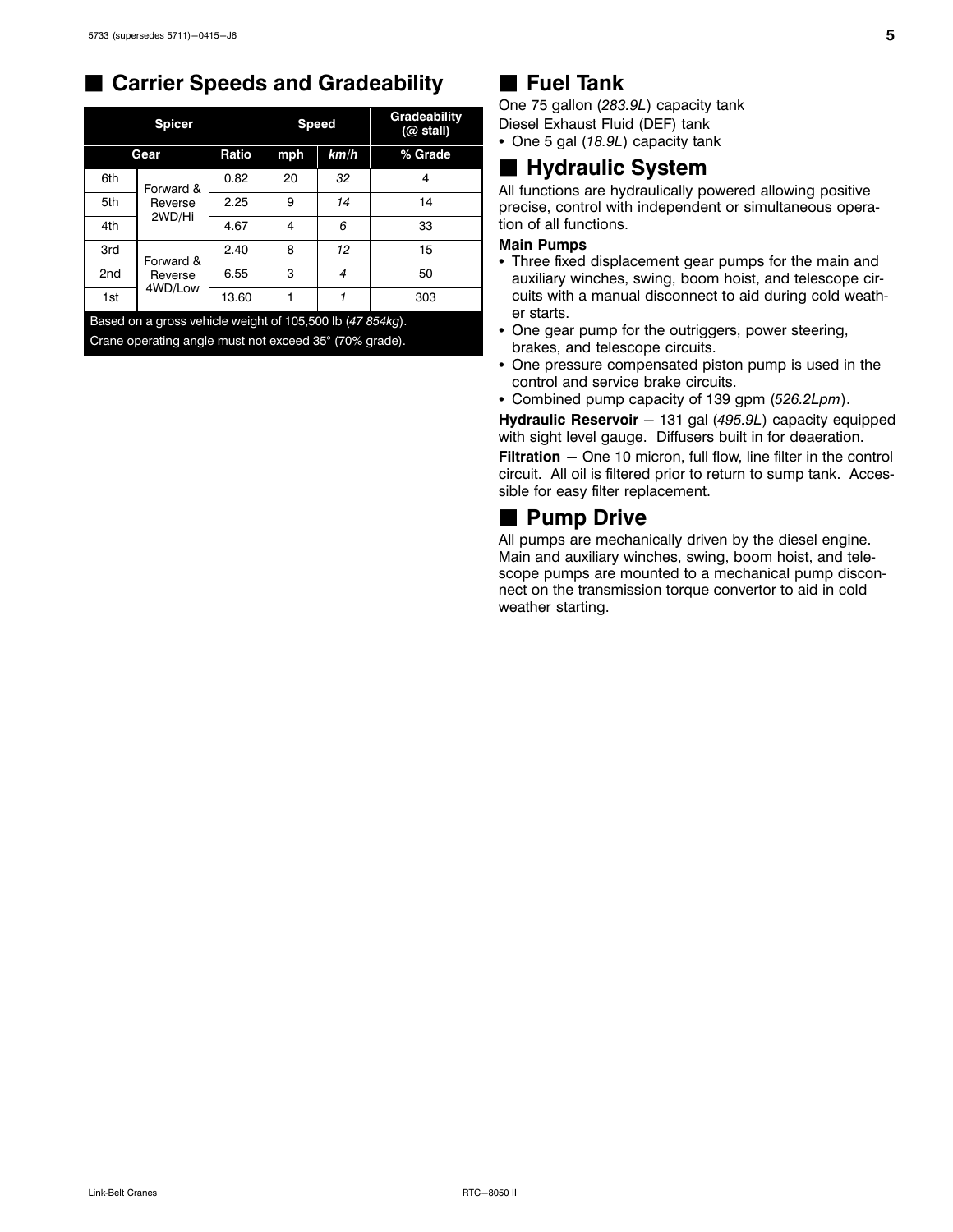## Carrier Speeds and Gradeability

| Spicer | | | Speed | | Gradeability (@ stall) |
|---|---|---|---|---|---|
| Gear | | Ratio | mph | *km/h* | % Grade |
| 6th | Forward & Reverse 2WD/Hi | 0.82 | 20 | *32* | 4 |
| 5th | | 2.25 | 9 | *14* | 14 |
| 4th | | 4.67 | 4 | *6* | 33 |
| 3rd | Forward & Reverse 4WD/Low | 2.40 | 8 | *12* | 15 |
| 2nd | | 6.55 | 3 | *4* | 50 |
| 1st | | 13.60 | 1 | *1* | 303 |

Based on a gross vehicle weight of 105,500 lb (*47 854kg*).
Crane operating angle must not exceed 35° (70% grade).

## Fuel Tank

One 75 gallon (*283.9L*) capacity tank
Diesel Exhaust Fluid (DEF) tank

- One 5 gal (*18.9L*) capacity tank

## Hydraulic System

All functions are hydraulically powered allowing positive precise, control with independent or simultaneous operation of all functions.

**Main Pumps**

- Three fixed displacement gear pumps for the main and auxiliary winches, swing, boom hoist, and telescope circuits with a manual disconnect to aid during cold weather starts.
- One gear pump for the outriggers, power steering, brakes, and telescope circuits.
- One pressure compensated piston pump is used in the control and service brake circuits.
- Combined pump capacity of 139 gpm (*526.2Lpm*).

**Hydraulic Reservoir** – 131 gal (*495.9L*) capacity equipped with sight level gauge. Diffusers built in for deaeration.

**Filtration** – One 10 micron, full flow, line filter in the control circuit. All oil is filtered prior to return to sump tank. Accessible for easy filter replacement.

## Pump Drive

All pumps are mechanically driven by the diesel engine. Main and auxiliary winches, swing, boom hoist, and telescope pumps are mounted to a mechanical pump disconnect on the transmission torque convertor to aid in cold weather starting.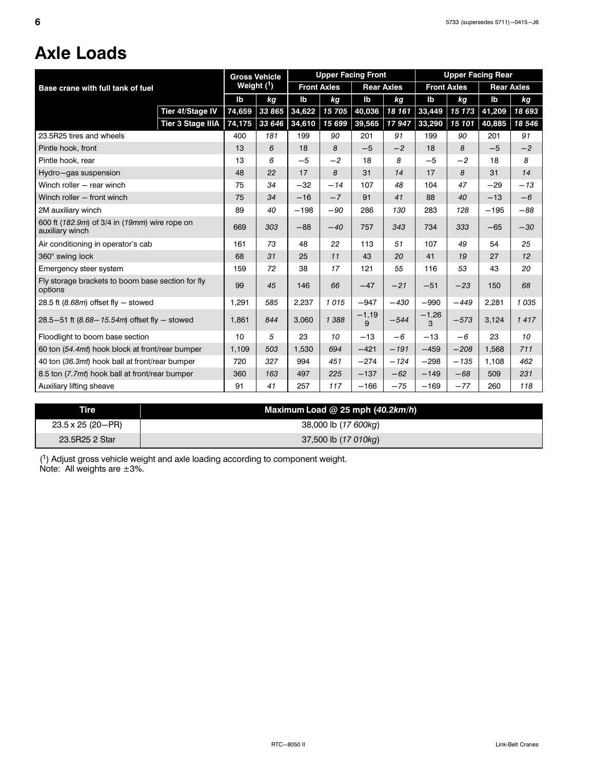# Axle Loads

| Base crane with full tank of fuel | | Gross Vehicle Weight (1) | | Upper Facing Front | | | | Upper Facing Rear | | | |
|---|---|---|---|---|---|---|---|---|---|---|---|
| | | | | Front Axles | | Rear Axles | | Front Axles | | Rear Axles | |
| | | lb | kg | lb | kg | lb | kg | lb | kg | lb | kg |
| | Tier 4f/Stage IV | 74,659 | 33 865 | 34,622 | 15 705 | 40,036 | 18 161 | 33,449 | 15 173 | 41,209 | 18 693 |
| | Tier 3 Stage IIIA | 74,175 | 33 646 | 34,610 | 15 699 | 39,565 | 17 947 | 33,290 | 15 101 | 40,885 | 18 546 |
| 23.5R25 tires and wheels | | 400 | 181 | 199 | 90 | 201 | 91 | 199 | 90 | 201 | 91 |
| Pintle hook, front | | 13 | 6 | 18 | 8 | −5 | −2 | 18 | 8 | −5 | −2 |
| Pintle hook, rear | | 13 | 6 | −5 | −2 | 18 | 8 | −5 | −2 | 18 | 8 |
| Hydro−gas suspension | | 48 | 22 | 17 | 8 | 31 | 14 | 17 | 8 | 31 | 14 |
| Winch roller − rear winch | | 75 | 34 | −32 | −14 | 107 | 48 | 104 | 47 | −29 | −13 |
| Winch roller − front winch | | 75 | 34 | −16 | −7 | 91 | 41 | 88 | 40 | −13 | −6 |
| 2M auxiliary winch | | 89 | 40 | −198 | −90 | 286 | 130 | 283 | 128 | −195 | −88 |
| 600 ft (182.9m) of 3/4 in (19mm) wire rope on auxiliary winch | | 669 | 303 | −88 | −40 | 757 | 343 | 734 | 333 | −65 | −30 |
| Air conditioning in operator's cab | | 161 | 73 | 48 | 22 | 113 | 51 | 107 | 49 | 54 | 25 |
| 360° swing lock | | 68 | 31 | 25 | 11 | 43 | 20 | 41 | 19 | 27 | 12 |
| Emergency steer system | | 159 | 72 | 38 | 17 | 121 | 55 | 116 | 53 | 43 | 20 |
| Fly storage brackets to boom base section for fly options | | 99 | 45 | 146 | 66 | −47 | −21 | −51 | −23 | 150 | 68 |
| 28.5 ft (8.68m) offset fly − stowed | | 1,291 | 585 | 2,237 | 1 015 | −947 | −430 | −990 | −449 | 2,281 | 1 035 |
| 28.5−51 ft (8.68−15.54m) offset fly − stowed | | 1,861 | 844 | 3,060 | 1 388 | −1,199 | −544 | −1,263 | −573 | 3,124 | 1 417 |
| Floodlight to boom base section | | 10 | 5 | 23 | 10 | −13 | −6 | −13 | −6 | 23 | 10 |
| 60 ton (54.4mt) hook block at front/rear bumper | | 1,109 | 503 | 1,530 | 694 | −421 | −191 | −459 | −208 | 1,568 | 711 |
| 40 ton (36.3mt) hook ball at front/rear bumper | | 720 | 327 | 994 | 451 | −274 | −124 | −298 | −135 | 1,108 | 462 |
| 8.5 ton (7.7mt) hook ball at front/rear bumper | | 360 | 163 | 497 | 225 | −137 | −62 | −149 | −68 | 509 | 231 |
| Auxiliary lifting sheave | | 91 | 41 | 257 | 117 | −166 | −75 | −169 | −77 | 260 | 118 |

| Tire | Maximum Load @ 25 mph (40.2km/h) |
|---|---|
| 23.5 x 25 (20−PR) | 38,000 lb (17 600kg) |
| 23.5R25 2 Star | 37,500 lb (17 010kg) |

(1) Adjust gross vehicle weight and axle loading according to component weight.
Note: All weights are ±3%.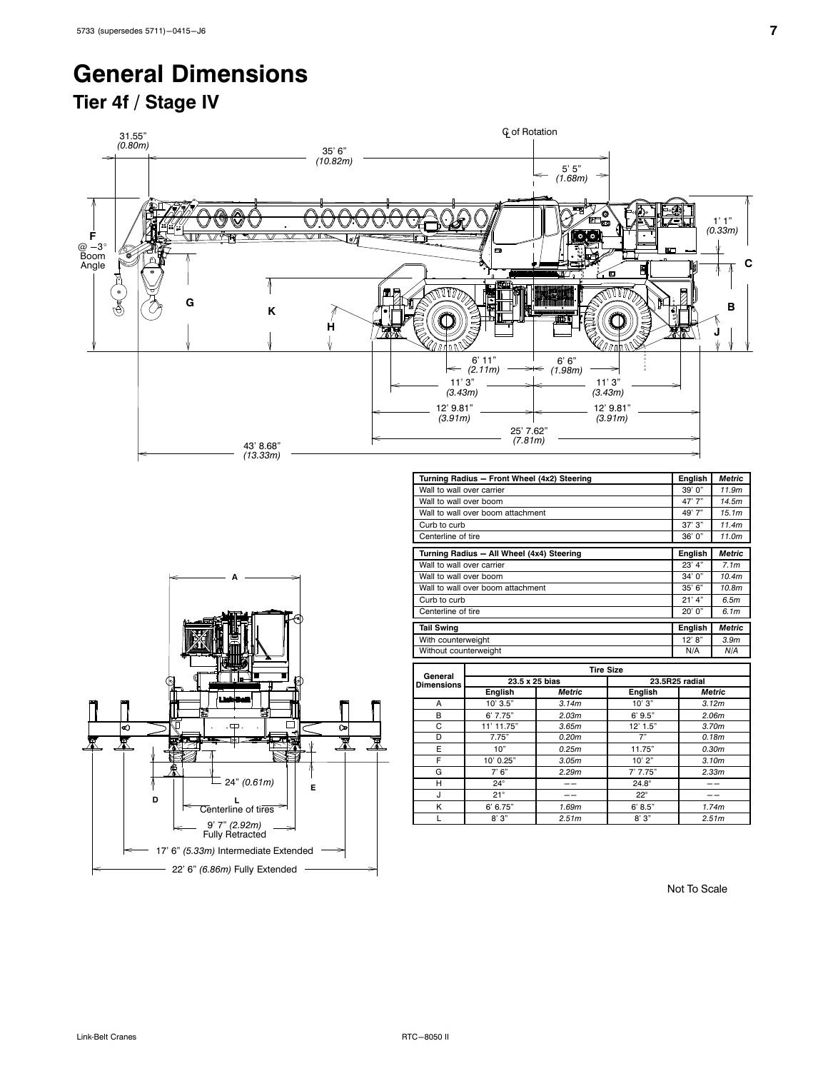# General Dimensions

## Tier 4f / Stage IV

| Turning Radius — Front Wheel (4x2) Steering | English | Metric |
|---|---|---|
| Wall to wall over carrier | 39' 0" | *11.9m* |
| Wall to wall over boom | 47' 7" | *14.5m* |
| Wall to wall over boom attachment | 49' 7" | *15.1m* |
| Curb to curb | 37' 3" | *11.4m* |
| Centerline of tire | 36' 0" | *11.0m* |

| Turning Radius — All Wheel (4x4) Steering | English | Metric |
|---|---|---|
| Wall to wall over carrier | 23' 4" | *7.1m* |
| Wall to wall over boom | 34' 0" | *10.4m* |
| Wall to wall over boom attachment | 35' 6" | *10.8m* |
| Curb to curb | 21' 4" | *6.5m* |
| Centerline of tire | 20' 0" | *6.1m* |

| Tail Swing | English | Metric |
|---|---|---|
| With counterweight | 12' 8" | *3.9m* |
| Without counterweight | N/A | *N/A* |

| General Dimensions | Tire Size | | | |
|---|---|---|---|---|
| | 23.5 x 25 bias | | 23.5R25 radial | |
| | English | Metric | English | Metric |
| A | 10' 3.5" | *3.14m* | 10' 3" | *3.12m* |
| B | 6' 7.75" | *2.03m* | 6' 9.5" | *2.06m* |
| C | 11' 11.75" | *3.65m* | 12' 1.5" | *3.70m* |
| D | 7.75" | *0.20m* | 7" | *0.18m* |
| E | 10" | *0.25m* | 11.75" | *0.30m* |
| F | 10' 0.25" | *3.05m* | 10' 2" | *3.10m* |
| G | 7' 6" | *2.29m* | 7' 7.75" | *2.33m* |
| H | 24° | —— | 24.8° | —— |
| J | 21° | —— | 22° | —— |
| K | 6' 6.75" | *1.69m* | 6' 8.5" | *1.74m* |
| L | 8' 3" | *2.51m* | 8' 3" | *2.51m* |

Not To Scale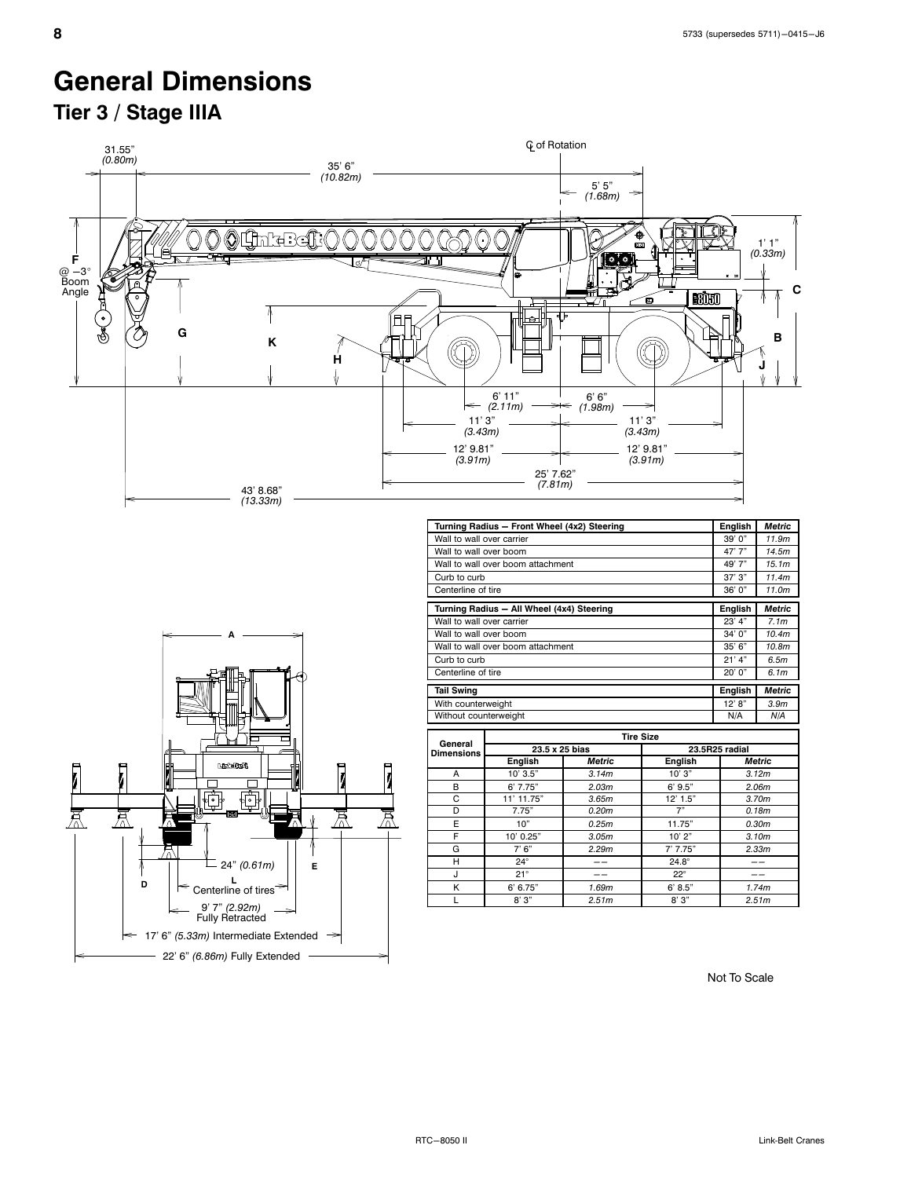# General Dimensions

## Tier 3 / Stage IIIA

| Turning Radius — Front Wheel (4x2) Steering | English | Metric |
|---|---|---|
| Wall to wall over carrier | 39' 0" | *11.9m* |
| Wall to wall over boom | 47' 7" | *14.5m* |
| Wall to wall over boom attachment | 49' 7" | *15.1m* |
| Curb to curb | 37' 3" | *11.4m* |
| Centerline of tire | 36' 0" | *11.0m* |

| Turning Radius — All Wheel (4x4) Steering | English | Metric |
|---|---|---|
| Wall to wall over carrier | 23' 4" | *7.1m* |
| Wall to wall over boom | 34' 0" | *10.4m* |
| Wall to wall over boom attachment | 35' 6" | *10.8m* |
| Curb to curb | 21' 4" | *6.5m* |
| Centerline of tire | 20' 0" | *6.1m* |

| Tail Swing | English | Metric |
|---|---|---|
| With counterweight | 12' 8" | *3.9m* |
| Without counterweight | N/A | *N/A* |

| General Dimensions | Tire Size | | | |
|---|---|---|---|---|
| | 23.5 x 25 bias | | 23.5R25 radial | |
| | English | Metric | English | Metric |
| A | 10' 3.5" | *3.14m* | 10' 3" | *3.12m* |
| B | 6' 7.75" | *2.03m* | 6' 9.5" | *2.06m* |
| C | 11' 11.75" | *3.65m* | 12' 1.5" | *3.70m* |
| D | 7.75" | *0.20m* | 7" | *0.18m* |
| E | 10" | *0.25m* | 11.75" | *0.30m* |
| F | 10' 0.25" | *3.05m* | 10' 2" | *3.10m* |
| G | 7' 6" | *2.29m* | 7' 7.75" | *2.33m* |
| H | 24° | —— | 24.8° | —— |
| J | 21° | —— | 22° | —— |
| K | 6' 6.75" | *1.69m* | 6' 8.5" | *1.74m* |
| L | 8' 3" | *2.51m* | 8' 3" | *2.51m* |

Not To Scale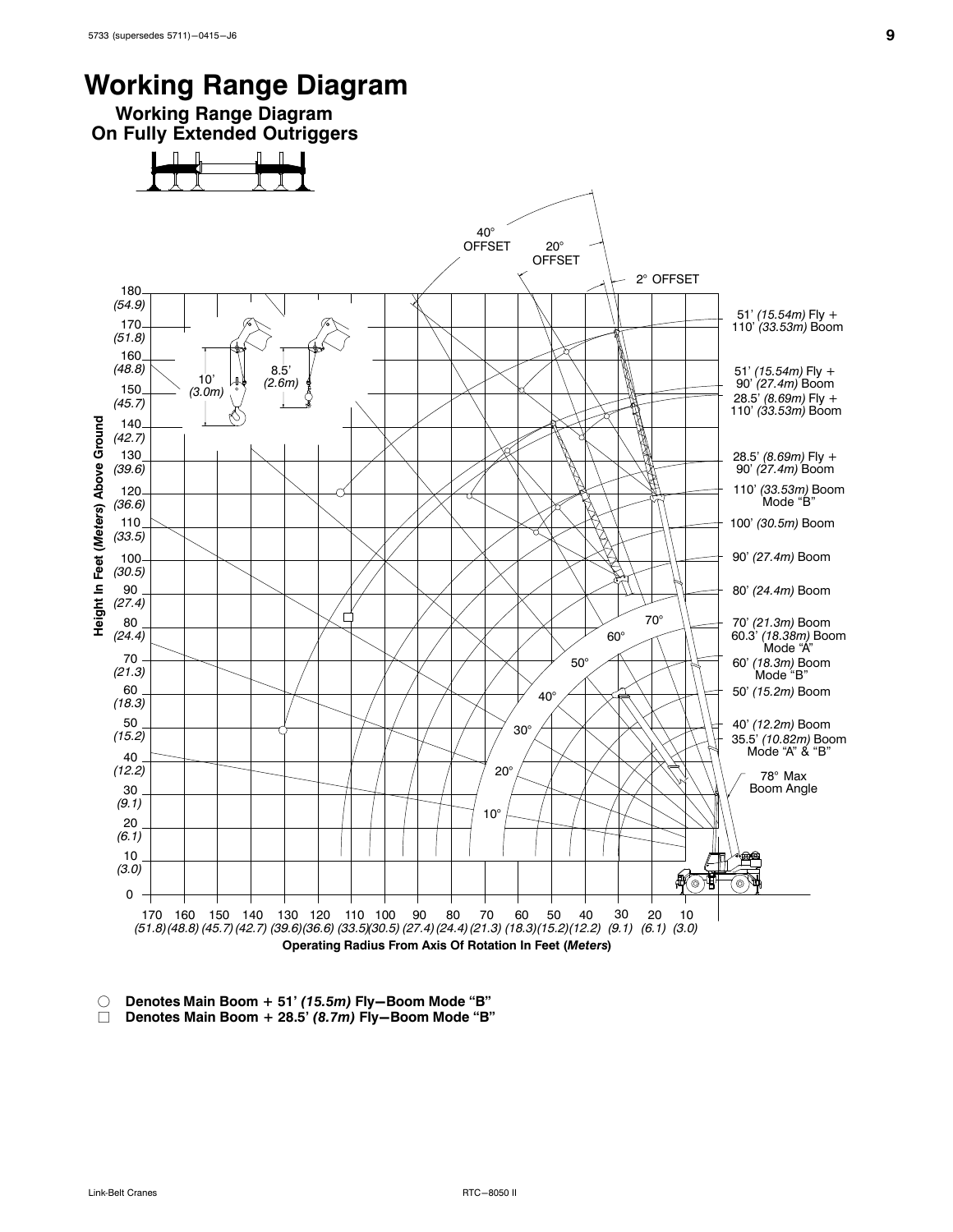# Working Range Diagram

## Working Range Diagram On Fully Extended Outriggers

40° OFFSET

20° OFFSET

2° OFFSET

51' *(15.54m)* Fly + 110' *(33.53m)* Boom

51' *(15.54m)* Fly + 90' *(27.4m)* Boom

28.5' *(8.69m)* Fly + 110' *(33.53m)* Boom

28.5' *(8.69m)* Fly + 90' *(27.4m)* Boom

110' *(33.53m)* Boom Mode "B"

100' *(30.5m)* Boom

90' *(27.4m)* Boom

80' *(24.4m)* Boom

70' *(21.3m)* Boom

60.3' *(18.38m)* Boom Mode "A"

60' *(18.3m)* Boom Mode "B"

50' *(15.2m)* Boom

40' *(12.2m)* Boom

35.5' *(10.82m)* Boom Mode "A" & "B"

78° Max Boom Angle

10' *(3.0m)*

8.5' *(2.6m)*

Height In Feet (*Meters*) Above Ground: 0, 10 *(3.0)*, 20 *(6.1)*, 30 *(9.1)*, 40 *(12.2)*, 50 *(15.2)*, 60 *(18.3)*, 70 *(21.3)*, 80 *(24.4)*, 90 *(27.4)*, 100 *(30.5)*, 110 *(33.5)*, 120 *(36.6)*, 130 *(39.6)*, 140 *(42.7)*, 150 *(45.7)*, 160 *(48.8)*, 170 *(51.8)*, 180 *(54.9)*

Boom angles: 10°, 20°, 30°, 40°, 50°, 60°, 70°

Operating Radius From Axis Of Rotation In Feet (*Meters*): 170 *(51.8)*, 160 *(48.8)*, 150 *(45.7)*, 140 *(42.7)*, 130 *(39.6)*, 120 *(36.6)*, 110 *(33.5)*, 100 *(30.5)*, 90 *(27.4)*, 80 *(24.4)*, 70 *(21.3)*, 60 *(18.3)*, 50 *(15.2)*, 40 *(12.2)*, 30 *(9.1)*, 20 *(6.1)*, 10 *(3.0)*

○ **Denotes Main Boom + 51' *(15.5m)* Fly—Boom Mode "B"**

□ **Denotes Main Boom + 28.5' *(8.7m)* Fly—Boom Mode "B"**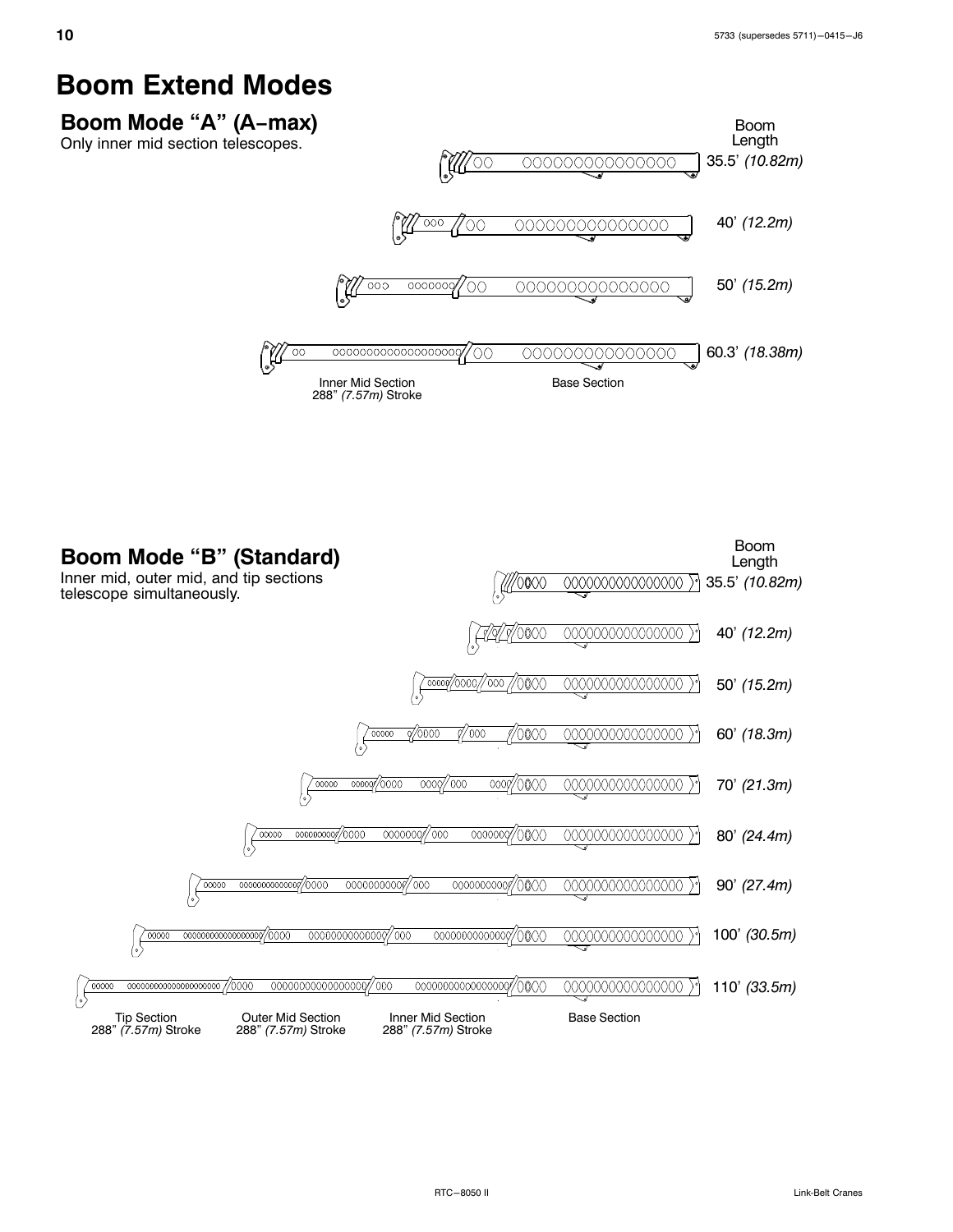# Boom Extend Modes

## Boom Mode “A” (A−max)

Only inner mid section telescopes.

Boom Length

35.5’ *(10.82m)*

40’ *(12.2m)*

50’ *(15.2m)*

60.3’ *(18.38m)*

Inner Mid Section
288” *(7.57m)* Stroke

Base Section

## Boom Mode “B” (Standard)

Inner mid, outer mid, and tip sections telescope simultaneously.

Boom Length

35.5’ *(10.82m)*

40’ *(12.2m)*

50’ *(15.2m)*

60’ *(18.3m)*

70’ *(21.3m)*

80’ *(24.4m)*

90’ *(27.4m)*

100’ *(30.5m)*

110’ *(33.5m)*

Tip Section
288” *(7.57m)* Stroke

Outer Mid Section
288” *(7.57m)* Stroke

Inner Mid Section
288” *(7.57m)* Stroke

Base Section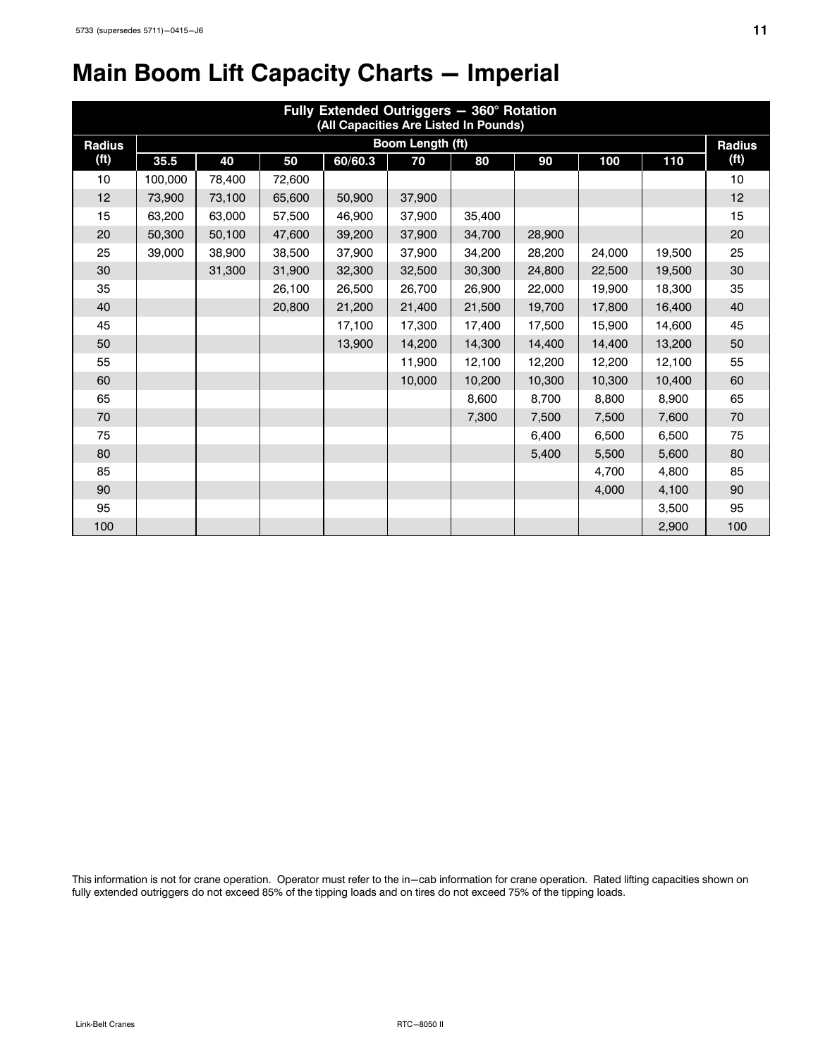# Main Boom Lift Capacity Charts — Imperial

| Fully Extended Outriggers — 360° Rotation (All Capacities Are Listed In Pounds) | | | | | | | | | | |
|---|---|---|---|---|---|---|---|---|---|---|
| Radius (ft) | Boom Length (ft) | | | | | | | | | Radius (ft) |
| | 35.5 | 40 | 50 | 60/60.3 | 70 | 80 | 90 | 100 | 110 | |
| 10 | 100,000 | 78,400 | 72,600 | | | | | | | 10 |
| 12 | 73,900 | 73,100 | 65,600 | 50,900 | 37,900 | | | | | 12 |
| 15 | 63,200 | 63,000 | 57,500 | 46,900 | 37,900 | 35,400 | | | | 15 |
| 20 | 50,300 | 50,100 | 47,600 | 39,200 | 37,900 | 34,700 | 28,900 | | | 20 |
| 25 | 39,000 | 38,900 | 38,500 | 37,900 | 37,900 | 34,200 | 28,200 | 24,000 | 19,500 | 25 |
| 30 | | 31,300 | 31,900 | 32,300 | 32,500 | 30,300 | 24,800 | 22,500 | 19,500 | 30 |
| 35 | | | 26,100 | 26,500 | 26,700 | 26,900 | 22,000 | 19,900 | 18,300 | 35 |
| 40 | | | 20,800 | 21,200 | 21,400 | 21,500 | 19,700 | 17,800 | 16,400 | 40 |
| 45 | | | | 17,100 | 17,300 | 17,400 | 17,500 | 15,900 | 14,600 | 45 |
| 50 | | | | 13,900 | 14,200 | 14,300 | 14,400 | 14,400 | 13,200 | 50 |
| 55 | | | | | 11,900 | 12,100 | 12,200 | 12,200 | 12,100 | 55 |
| 60 | | | | | 10,000 | 10,200 | 10,300 | 10,300 | 10,400 | 60 |
| 65 | | | | | | 8,600 | 8,700 | 8,800 | 8,900 | 65 |
| 70 | | | | | | 7,300 | 7,500 | 7,500 | 7,600 | 70 |
| 75 | | | | | | | 6,400 | 6,500 | 6,500 | 75 |
| 80 | | | | | | | 5,400 | 5,500 | 5,600 | 80 |
| 85 | | | | | | | | 4,700 | 4,800 | 85 |
| 90 | | | | | | | | 4,000 | 4,100 | 90 |
| 95 | | | | | | | | | 3,500 | 95 |
| 100 | | | | | | | | | 2,900 | 100 |

This information is not for crane operation. Operator must refer to the in−cab information for crane operation. Rated lifting capacities shown on fully extended outriggers do not exceed 85% of the tipping loads and on tires do not exceed 75% of the tipping loads.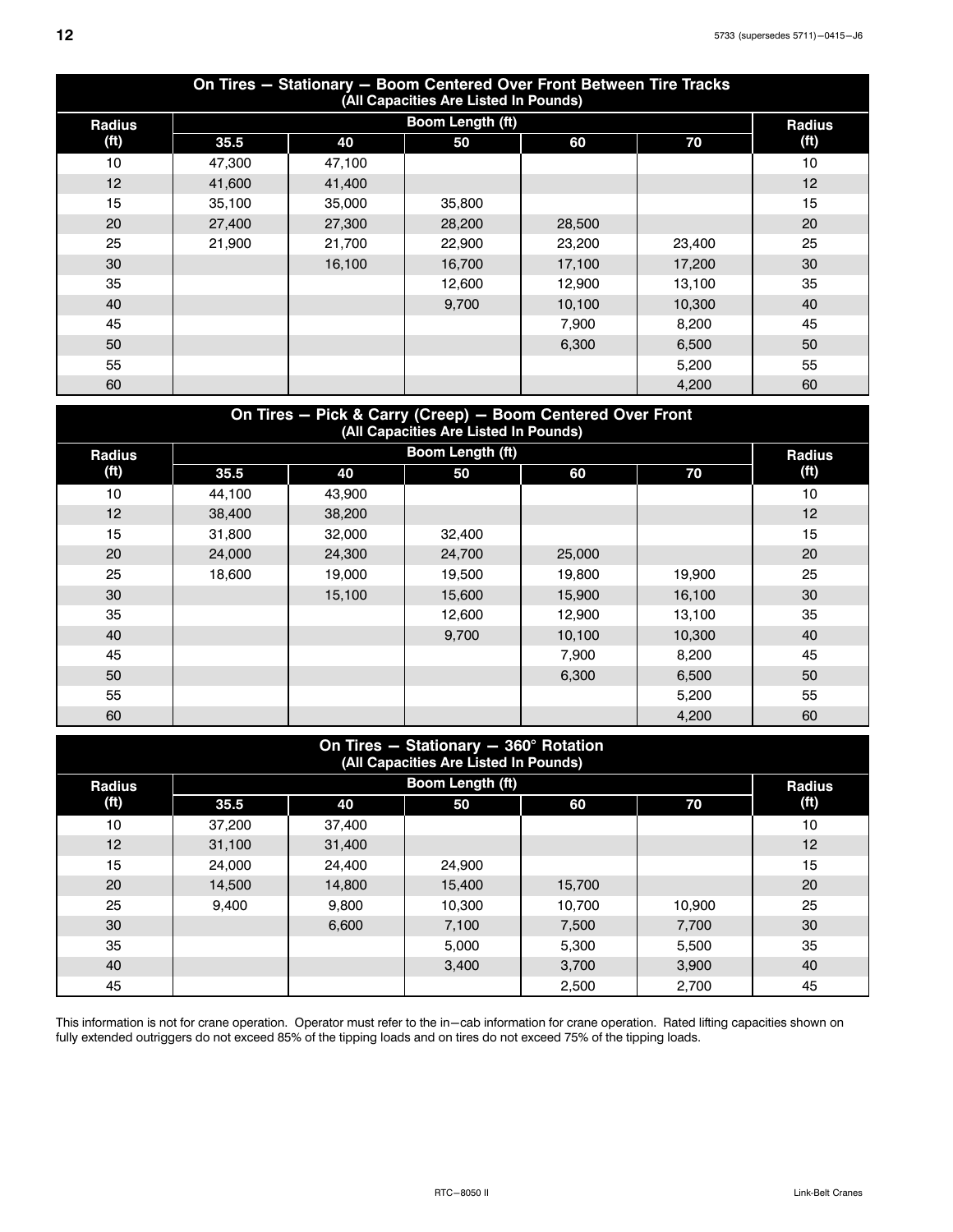## On Tires — Stationary — Boom Centered Over Front Between Tire Tracks

(All Capacities Are Listed In Pounds)

| Radius (ft) | Boom Length (ft) | | | | | Radius (ft) |
|---|---|---|---|---|---|---|
| | 35.5 | 40 | 50 | 60 | 70 | |
| 10 | 47,300 | 47,100 | | | | 10 |
| 12 | 41,600 | 41,400 | | | | 12 |
| 15 | 35,100 | 35,000 | 35,800 | | | 15 |
| 20 | 27,400 | 27,300 | 28,200 | 28,500 | | 20 |
| 25 | 21,900 | 21,700 | 22,900 | 23,200 | 23,400 | 25 |
| 30 | | 16,100 | 16,700 | 17,100 | 17,200 | 30 |
| 35 | | | 12,600 | 12,900 | 13,100 | 35 |
| 40 | | | 9,700 | 10,100 | 10,300 | 40 |
| 45 | | | | 7,900 | 8,200 | 45 |
| 50 | | | | 6,300 | 6,500 | 50 |
| 55 | | | | | 5,200 | 55 |
| 60 | | | | | 4,200 | 60 |

## On Tires — Pick & Carry (Creep) — Boom Centered Over Front

(All Capacities Are Listed In Pounds)

| Radius (ft) | Boom Length (ft) | | | | | Radius (ft) |
|---|---|---|---|---|---|---|
| | 35.5 | 40 | 50 | 60 | 70 | |
| 10 | 44,100 | 43,900 | | | | 10 |
| 12 | 38,400 | 38,200 | | | | 12 |
| 15 | 31,800 | 32,000 | 32,400 | | | 15 |
| 20 | 24,000 | 24,300 | 24,700 | 25,000 | | 20 |
| 25 | 18,600 | 19,000 | 19,500 | 19,800 | 19,900 | 25 |
| 30 | | 15,100 | 15,600 | 15,900 | 16,100 | 30 |
| 35 | | | 12,600 | 12,900 | 13,100 | 35 |
| 40 | | | 9,700 | 10,100 | 10,300 | 40 |
| 45 | | | | 7,900 | 8,200 | 45 |
| 50 | | | | 6,300 | 6,500 | 50 |
| 55 | | | | | 5,200 | 55 |
| 60 | | | | | 4,200 | 60 |

## On Tires — Stationary — 360° Rotation

(All Capacities Are Listed In Pounds)

| Radius (ft) | Boom Length (ft) | | | | | Radius (ft) |
|---|---|---|---|---|---|---|
| | 35.5 | 40 | 50 | 60 | 70 | |
| 10 | 37,200 | 37,400 | | | | 10 |
| 12 | 31,100 | 31,400 | | | | 12 |
| 15 | 24,000 | 24,400 | 24,900 | | | 15 |
| 20 | 14,500 | 14,800 | 15,400 | 15,700 | | 20 |
| 25 | 9,400 | 9,800 | 10,300 | 10,700 | 10,900 | 25 |
| 30 | | 6,600 | 7,100 | 7,500 | 7,700 | 30 |
| 35 | | | 5,000 | 5,300 | 5,500 | 35 |
| 40 | | | 3,400 | 3,700 | 3,900 | 40 |
| 45 | | | | 2,500 | 2,700 | 45 |

This information is not for crane operation. Operator must refer to the in−cab information for crane operation. Rated lifting capacities shown on fully extended outriggers do not exceed 85% of the tipping loads and on tires do not exceed 75% of the tipping loads.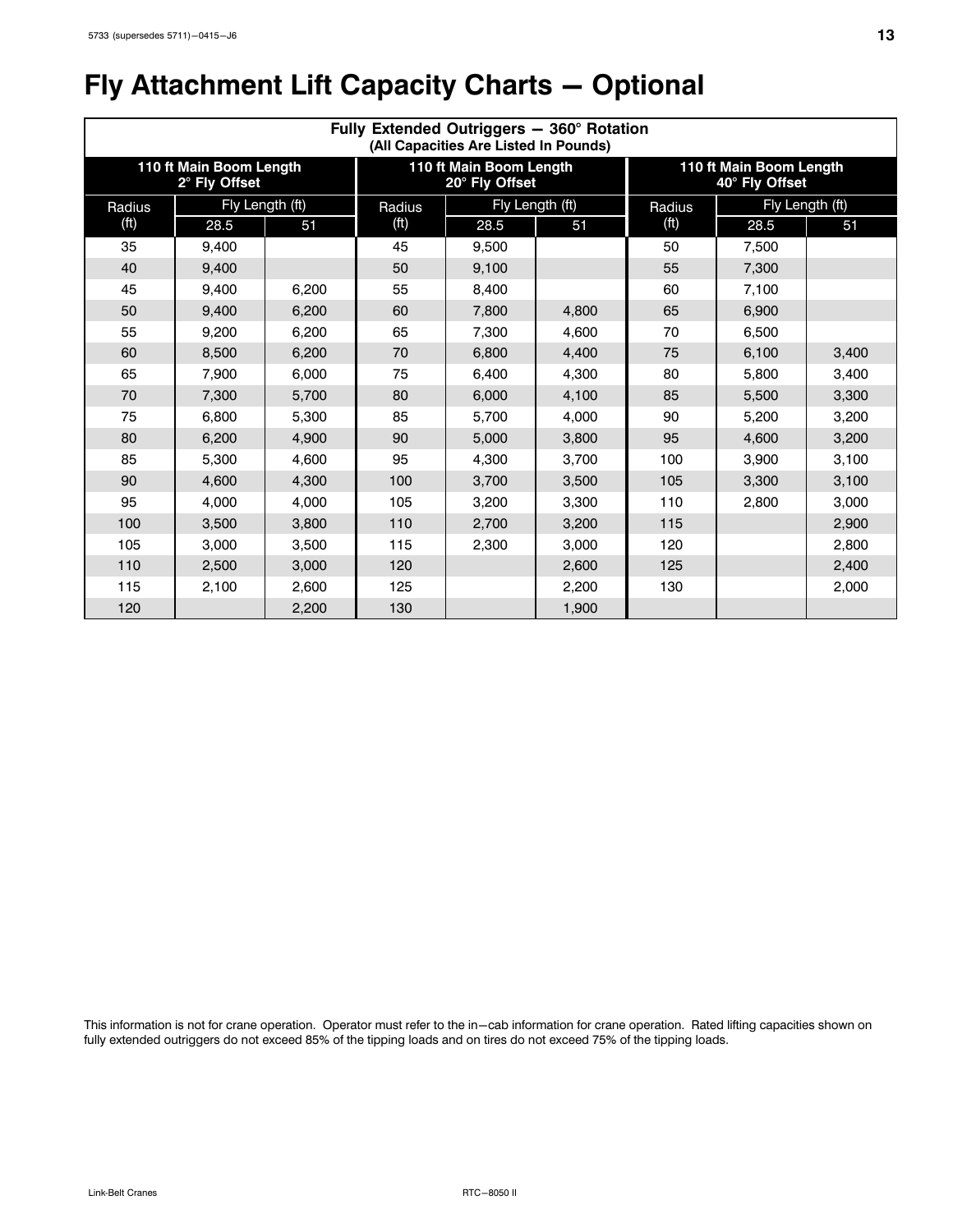# Fly Attachment Lift Capacity Charts — Optional

| Fully Extended Outriggers — 360° Rotation (All Capacities Are Listed In Pounds) | | | | | | | | |
|---|---|---|---|---|---|---|---|---|
| **110 ft Main Boom Length 2° Fly Offset** | | | **110 ft Main Boom Length 20° Fly Offset** | | | **110 ft Main Boom Length 40° Fly Offset** | | |
| Radius (ft) | Fly Length (ft) | | Radius (ft) | Fly Length (ft) | | Radius (ft) | Fly Length (ft) | |
| | 28.5 | 51 | | 28.5 | 51 | | 28.5 | 51 |
| 35 | 9,400 | | 45 | 9,500 | | 50 | 7,500 | |
| 40 | 9,400 | | 50 | 9,100 | | 55 | 7,300 | |
| 45 | 9,400 | 6,200 | 55 | 8,400 | | 60 | 7,100 | |
| 50 | 9,400 | 6,200 | 60 | 7,800 | 4,800 | 65 | 6,900 | |
| 55 | 9,200 | 6,200 | 65 | 7,300 | 4,600 | 70 | 6,500 | |
| 60 | 8,500 | 6,200 | 70 | 6,800 | 4,400 | 75 | 6,100 | 3,400 |
| 65 | 7,900 | 6,000 | 75 | 6,400 | 4,300 | 80 | 5,800 | 3,400 |
| 70 | 7,300 | 5,700 | 80 | 6,000 | 4,100 | 85 | 5,500 | 3,300 |
| 75 | 6,800 | 5,300 | 85 | 5,700 | 4,000 | 90 | 5,200 | 3,200 |
| 80 | 6,200 | 4,900 | 90 | 5,000 | 3,800 | 95 | 4,600 | 3,200 |
| 85 | 5,300 | 4,600 | 95 | 4,300 | 3,700 | 100 | 3,900 | 3,100 |
| 90 | 4,600 | 4,300 | 100 | 3,700 | 3,500 | 105 | 3,300 | 3,100 |
| 95 | 4,000 | 4,000 | 105 | 3,200 | 3,300 | 110 | 2,800 | 3,000 |
| 100 | 3,500 | 3,800 | 110 | 2,700 | 3,200 | 115 | | 2,900 |
| 105 | 3,000 | 3,500 | 115 | 2,300 | 3,000 | 120 | | 2,800 |
| 110 | 2,500 | 3,000 | 120 | | 2,600 | 125 | | 2,400 |
| 115 | 2,100 | 2,600 | 125 | | 2,200 | 130 | | 2,000 |
| 120 | | 2,200 | 130 | | 1,900 | | | |

This information is not for crane operation. Operator must refer to the in−cab information for crane operation. Rated lifting capacities shown on fully extended outriggers do not exceed 85% of the tipping loads and on tires do not exceed 75% of the tipping loads.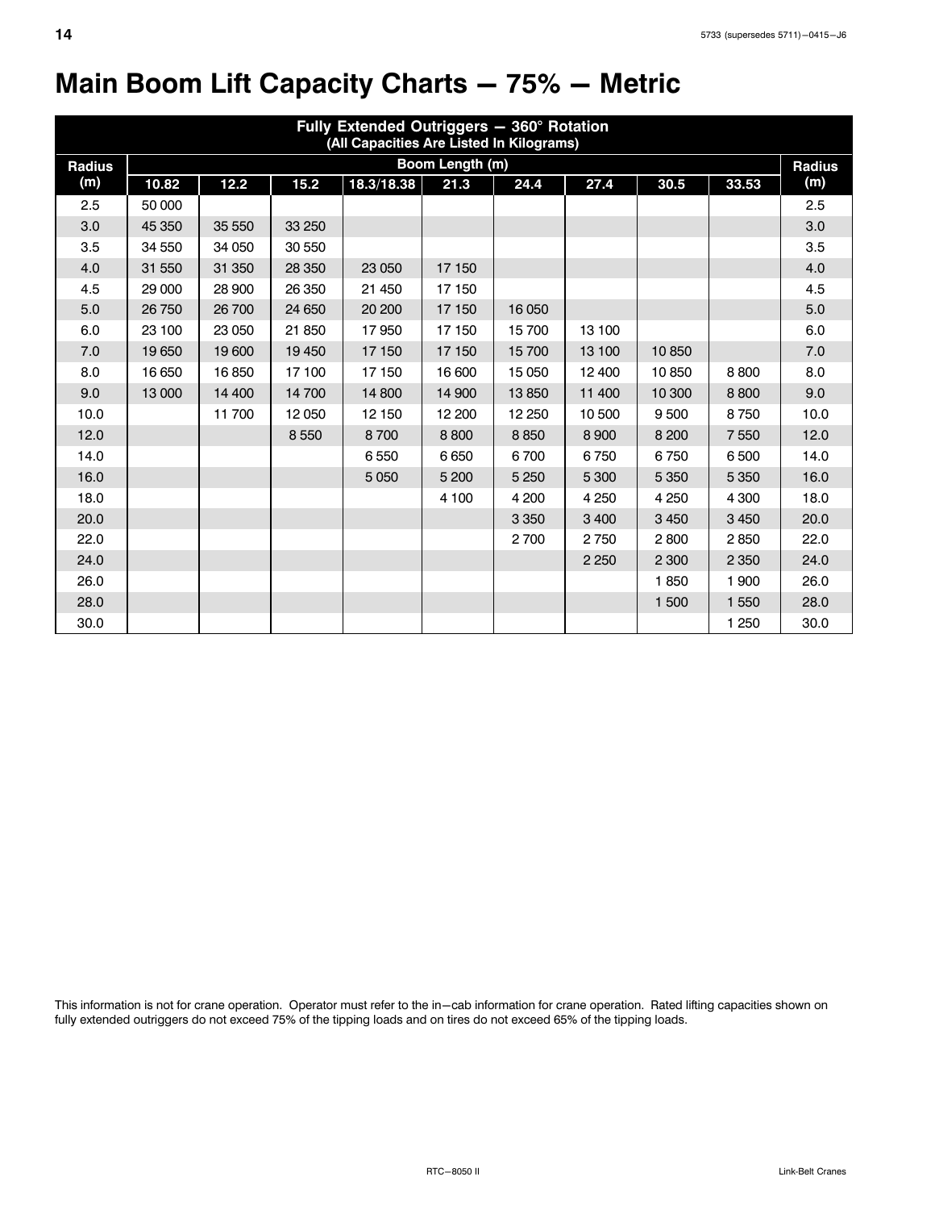# Main Boom Lift Capacity Charts — 75% — Metric

| Fully Extended Outriggers — 360° Rotation (All Capacities Are Listed In Kilograms) | | | | | | | | | | |
|---|---|---|---|---|---|---|---|---|---|---|
| Radius (m) | Boom Length (m) | | | | | | | | | Radius (m) |
| | 10.82 | 12.2 | 15.2 | 18.3/18.38 | 21.3 | 24.4 | 27.4 | 30.5 | 33.53 | |
| 2.5 | 50 000 | | | | | | | | | 2.5 |
| 3.0 | 45 350 | 35 550 | 33 250 | | | | | | | 3.0 |
| 3.5 | 34 550 | 34 050 | 30 550 | | | | | | | 3.5 |
| 4.0 | 31 550 | 31 350 | 28 350 | 23 050 | 17 150 | | | | | 4.0 |
| 4.5 | 29 000 | 28 900 | 26 350 | 21 450 | 17 150 | | | | | 4.5 |
| 5.0 | 26 750 | 26 700 | 24 650 | 20 200 | 17 150 | 16 050 | | | | 5.0 |
| 6.0 | 23 100 | 23 050 | 21 850 | 17 950 | 17 150 | 15 700 | 13 100 | | | 6.0 |
| 7.0 | 19 650 | 19 600 | 19 450 | 17 150 | 17 150 | 15 700 | 13 100 | 10 850 | | 7.0 |
| 8.0 | 16 650 | 16 850 | 17 100 | 17 150 | 16 600 | 15 050 | 12 400 | 10 850 | 8 800 | 8.0 |
| 9.0 | 13 000 | 14 400 | 14 700 | 14 800 | 14 900 | 13 850 | 11 400 | 10 300 | 8 800 | 9.0 |
| 10.0 | | 11 700 | 12 050 | 12 150 | 12 200 | 12 250 | 10 500 | 9 500 | 8 750 | 10.0 |
| 12.0 | | | 8 550 | 8 700 | 8 800 | 8 850 | 8 900 | 8 200 | 7 550 | 12.0 |
| 14.0 | | | | 6 550 | 6 650 | 6 700 | 6 750 | 6 750 | 6 500 | 14.0 |
| 16.0 | | | | 5 050 | 5 200 | 5 250 | 5 300 | 5 350 | 5 350 | 16.0 |
| 18.0 | | | | | 4 100 | 4 200 | 4 250 | 4 250 | 4 300 | 18.0 |
| 20.0 | | | | | | 3 350 | 3 400 | 3 450 | 3 450 | 20.0 |
| 22.0 | | | | | | 2 700 | 2 750 | 2 800 | 2 850 | 22.0 |
| 24.0 | | | | | | | 2 250 | 2 300 | 2 350 | 24.0 |
| 26.0 | | | | | | | | 1 850 | 1 900 | 26.0 |
| 28.0 | | | | | | | | 1 500 | 1 550 | 28.0 |
| 30.0 | | | | | | | | | 1 250 | 30.0 |

This information is not for crane operation. Operator must refer to the in–cab information for crane operation. Rated lifting capacities shown on fully extended outriggers do not exceed 75% of the tipping loads and on tires do not exceed 65% of the tipping loads.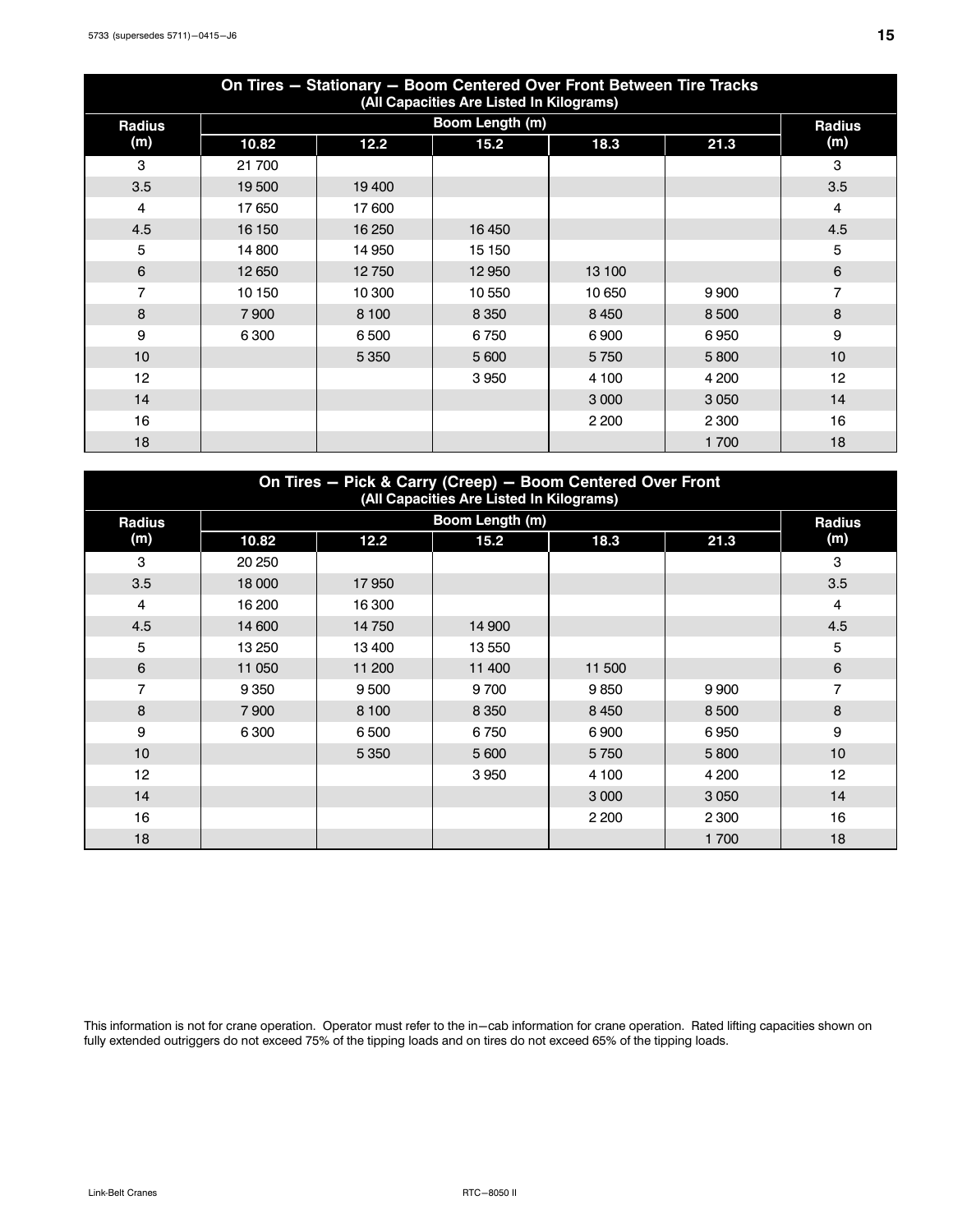| On Tires — Stationary — Boom Centered Over Front Between Tire Tracks (All Capacities Are Listed In Kilograms) | | | | | | |
|---|---|---|---|---|---|---|
| Radius (m) | Boom Length (m) | | | | | Radius (m) |
| | 10.82 | 12.2 | 15.2 | 18.3 | 21.3 | |
| 3 | 21 700 | | | | | 3 |
| 3.5 | 19 500 | 19 400 | | | | 3.5 |
| 4 | 17 650 | 17 600 | | | | 4 |
| 4.5 | 16 150 | 16 250 | 16 450 | | | 4.5 |
| 5 | 14 800 | 14 950 | 15 150 | | | 5 |
| 6 | 12 650 | 12 750 | 12 950 | 13 100 | | 6 |
| 7 | 10 150 | 10 300 | 10 550 | 10 650 | 9 900 | 7 |
| 8 | 7 900 | 8 100 | 8 350 | 8 450 | 8 500 | 8 |
| 9 | 6 300 | 6 500 | 6 750 | 6 900 | 6 950 | 9 |
| 10 | | 5 350 | 5 600 | 5 750 | 5 800 | 10 |
| 12 | | | 3 950 | 4 100 | 4 200 | 12 |
| 14 | | | | 3 000 | 3 050 | 14 |
| 16 | | | | 2 200 | 2 300 | 16 |
| 18 | | | | | 1 700 | 18 |

| On Tires — Pick & Carry (Creep) — Boom Centered Over Front (All Capacities Are Listed In Kilograms) | | | | | | |
|---|---|---|---|---|---|---|
| Radius (m) | Boom Length (m) | | | | | Radius (m) |
| | 10.82 | 12.2 | 15.2 | 18.3 | 21.3 | |
| 3 | 20 250 | | | | | 3 |
| 3.5 | 18 000 | 17 950 | | | | 3.5 |
| 4 | 16 200 | 16 300 | | | | 4 |
| 4.5 | 14 600 | 14 750 | 14 900 | | | 4.5 |
| 5 | 13 250 | 13 400 | 13 550 | | | 5 |
| 6 | 11 050 | 11 200 | 11 400 | 11 500 | | 6 |
| 7 | 9 350 | 9 500 | 9 700 | 9 850 | 9 900 | 7 |
| 8 | 7 900 | 8 100 | 8 350 | 8 450 | 8 500 | 8 |
| 9 | 6 300 | 6 500 | 6 750 | 6 900 | 6 950 | 9 |
| 10 | | 5 350 | 5 600 | 5 750 | 5 800 | 10 |
| 12 | | | 3 950 | 4 100 | 4 200 | 12 |
| 14 | | | | 3 000 | 3 050 | 14 |
| 16 | | | | 2 200 | 2 300 | 16 |
| 18 | | | | | 1 700 | 18 |

This information is not for crane operation. Operator must refer to the in—cab information for crane operation. Rated lifting capacities shown on fully extended outriggers do not exceed 75% of the tipping loads and on tires do not exceed 65% of the tipping loads.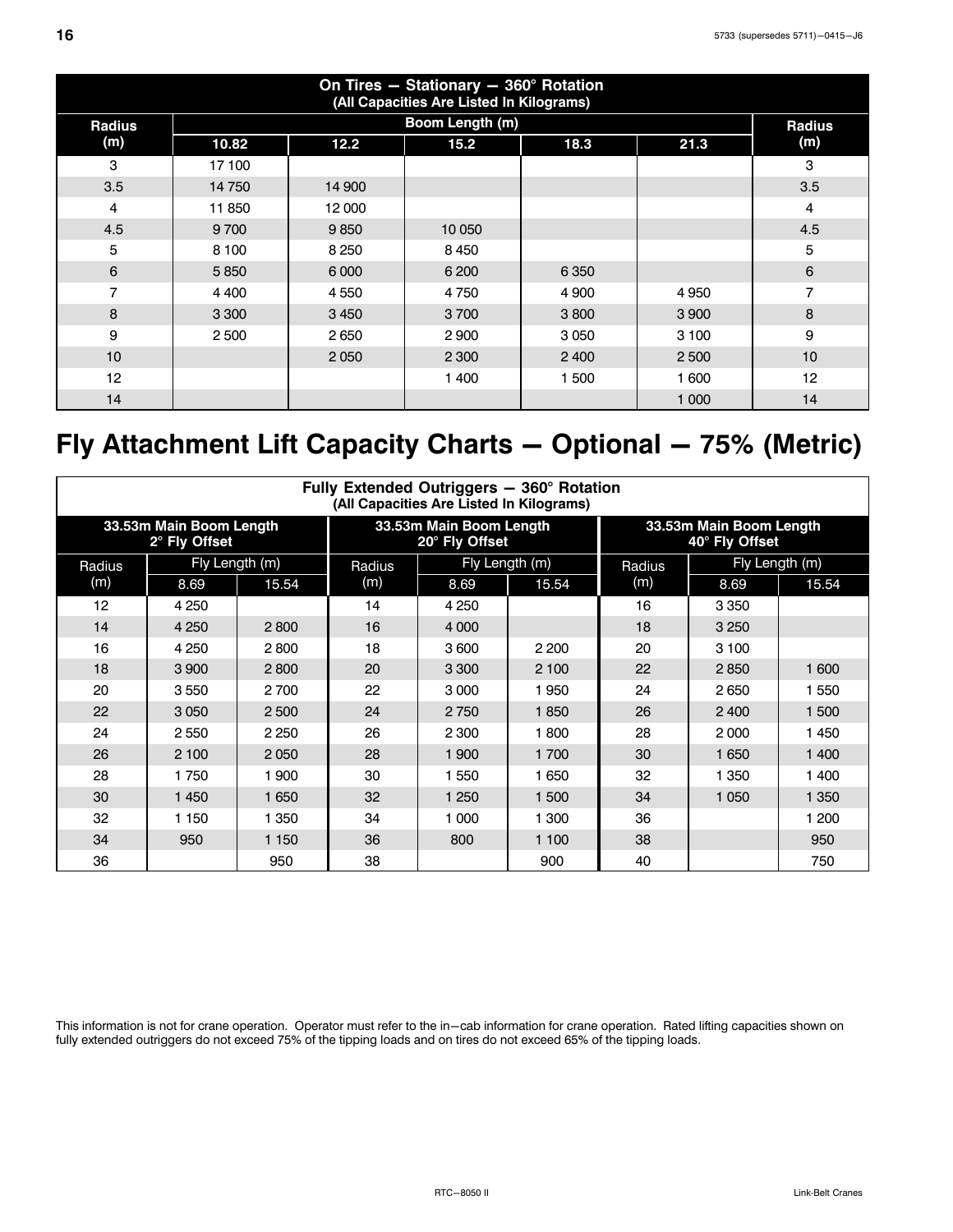| On Tires — Stationary — 360° Rotation (All Capacities Are Listed In Kilograms) | | | | | | |
|---|---|---|---|---|---|---|
| Radius (m) | Boom Length (m) | | | | | Radius (m) |
| | 10.82 | 12.2 | 15.2 | 18.3 | 21.3 | |
| 3 | 17 100 | | | | | 3 |
| 3.5 | 14 750 | 14 900 | | | | 3.5 |
| 4 | 11 850 | 12 000 | | | | 4 |
| 4.5 | 9 700 | 9 850 | 10 050 | | | 4.5 |
| 5 | 8 100 | 8 250 | 8 450 | | | 5 |
| 6 | 5 850 | 6 000 | 6 200 | 6 350 | | 6 |
| 7 | 4 400 | 4 550 | 4 750 | 4 900 | 4 950 | 7 |
| 8 | 3 300 | 3 450 | 3 700 | 3 800 | 3 900 | 8 |
| 9 | 2 500 | 2 650 | 2 900 | 3 050 | 3 100 | 9 |
| 10 | | 2 050 | 2 300 | 2 400 | 2 500 | 10 |
| 12 | | | 1 400 | 1 500 | 1 600 | 12 |
| 14 | | | | | 1 000 | 14 |

# Fly Attachment Lift Capacity Charts — Optional — 75% (Metric)

| Fully Extended Outriggers — 360° Rotation (All Capacities Are Listed In Kilograms) | | | | | | | | |
|---|---|---|---|---|---|---|---|---|
| 33.53m Main Boom Length 2° Fly Offset | | | 33.53m Main Boom Length 20° Fly Offset | | | 33.53m Main Boom Length 40° Fly Offset | | |
| Radius (m) | Fly Length (m) | | Radius (m) | Fly Length (m) | | Radius (m) | Fly Length (m) | |
| | 8.69 | 15.54 | | 8.69 | 15.54 | | 8.69 | 15.54 |
| 12 | 4 250 | | 14 | 4 250 | | 16 | 3 350 | |
| 14 | 4 250 | 2 800 | 16 | 4 000 | | 18 | 3 250 | |
| 16 | 4 250 | 2 800 | 18 | 3 600 | 2 200 | 20 | 3 100 | |
| 18 | 3 900 | 2 800 | 20 | 3 300 | 2 100 | 22 | 2 850 | 1 600 |
| 20 | 3 550 | 2 700 | 22 | 3 000 | 1 950 | 24 | 2 650 | 1 550 |
| 22 | 3 050 | 2 500 | 24 | 2 750 | 1 850 | 26 | 2 400 | 1 500 |
| 24 | 2 550 | 2 250 | 26 | 2 300 | 1 800 | 28 | 2 000 | 1 450 |
| 26 | 2 100 | 2 050 | 28 | 1 900 | 1 700 | 30 | 1 650 | 1 400 |
| 28 | 1 750 | 1 900 | 30 | 1 550 | 1 650 | 32 | 1 350 | 1 400 |
| 30 | 1 450 | 1 650 | 32 | 1 250 | 1 500 | 34 | 1 050 | 1 350 |
| 32 | 1 150 | 1 350 | 34 | 1 000 | 1 300 | 36 | | 1 200 |
| 34 | 950 | 1 150 | 36 | 800 | 1 100 | 38 | | 950 |
| 36 | | 950 | 38 | | 900 | 40 | | 750 |

This information is not for crane operation. Operator must refer to the in−cab information for crane operation. Rated lifting capacities shown on fully extended outriggers do not exceed 75% of the tipping loads and on tires do not exceed 65% of the tipping loads.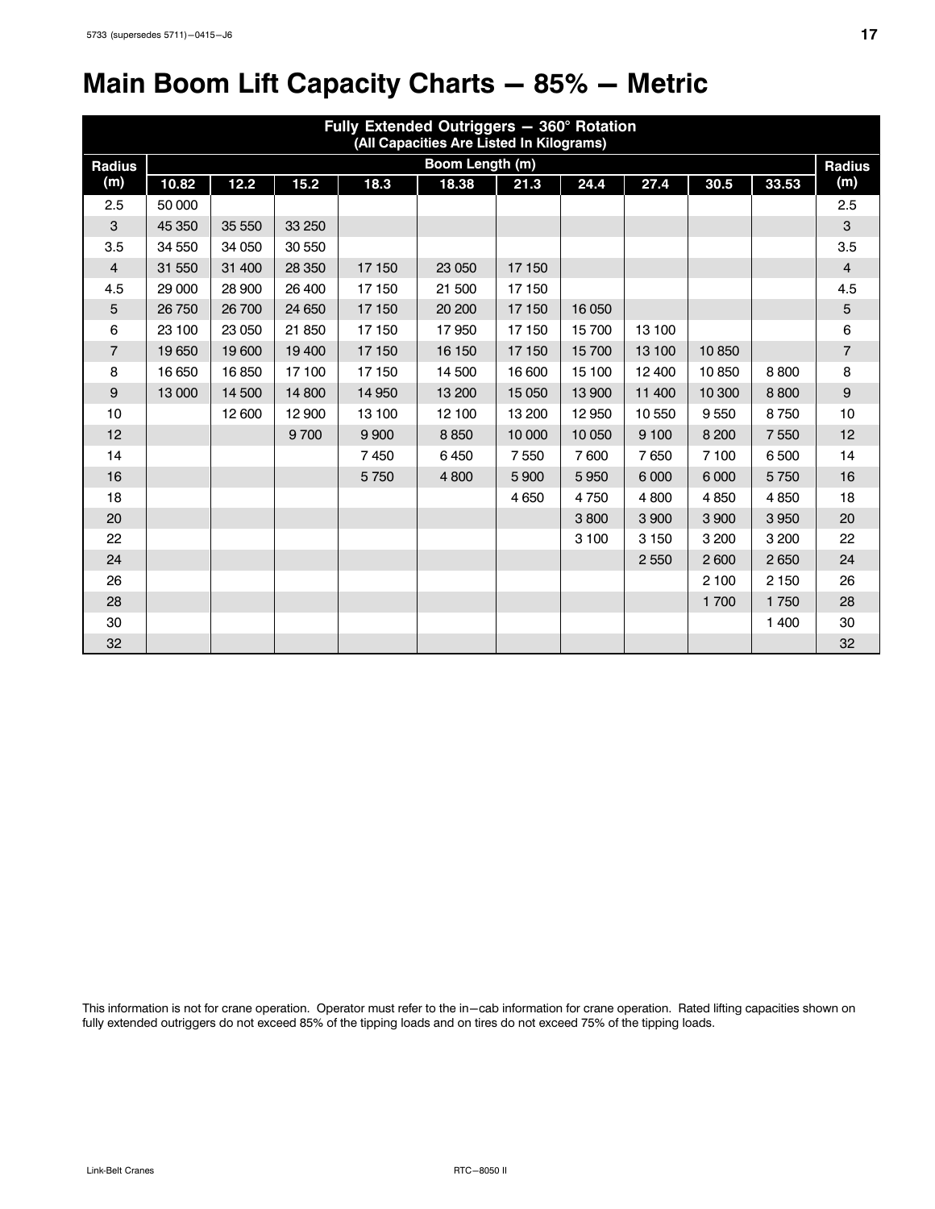# Main Boom Lift Capacity Charts — 85% — Metric

| Fully Extended Outriggers — 360° Rotation (All Capacities Are Listed In Kilograms) | | | | | | | | | | | |
|---|---|---|---|---|---|---|---|---|---|---|---|
| Radius (m) | Boom Length (m) | | | | | | | | | | Radius (m) |
| | 10.82 | 12.2 | 15.2 | 18.3 | 18.38 | 21.3 | 24.4 | 27.4 | 30.5 | 33.53 | |
| 2.5 | 50 000 | | | | | | | | | | 2.5 |
| 3 | 45 350 | 35 550 | 33 250 | | | | | | | | 3 |
| 3.5 | 34 550 | 34 050 | 30 550 | | | | | | | | 3.5 |
| 4 | 31 550 | 31 400 | 28 350 | 17 150 | 23 050 | 17 150 | | | | | 4 |
| 4.5 | 29 000 | 28 900 | 26 400 | 17 150 | 21 500 | 17 150 | | | | | 4.5 |
| 5 | 26 750 | 26 700 | 24 650 | 17 150 | 20 200 | 17 150 | 16 050 | | | | 5 |
| 6 | 23 100 | 23 050 | 21 850 | 17 150 | 17 950 | 17 150 | 15 700 | 13 100 | | | 6 |
| 7 | 19 650 | 19 600 | 19 400 | 17 150 | 16 150 | 17 150 | 15 700 | 13 100 | 10 850 | | 7 |
| 8 | 16 650 | 16 850 | 17 100 | 17 150 | 14 500 | 16 600 | 15 100 | 12 400 | 10 850 | 8 800 | 8 |
| 9 | 13 000 | 14 500 | 14 800 | 14 950 | 13 200 | 15 050 | 13 900 | 11 400 | 10 300 | 8 800 | 9 |
| 10 | | 12 600 | 12 900 | 13 100 | 12 100 | 13 200 | 12 950 | 10 550 | 9 550 | 8 750 | 10 |
| 12 | | | 9 700 | 9 900 | 8 850 | 10 000 | 10 050 | 9 100 | 8 200 | 7 550 | 12 |
| 14 | | | | 7 450 | 6 450 | 7 550 | 7 600 | 7 650 | 7 100 | 6 500 | 14 |
| 16 | | | | 5 750 | 4 800 | 5 900 | 5 950 | 6 000 | 6 000 | 5 750 | 16 |
| 18 | | | | | | 4 650 | 4 750 | 4 800 | 4 850 | 4 850 | 18 |
| 20 | | | | | | | 3 800 | 3 900 | 3 900 | 3 950 | 20 |
| 22 | | | | | | | 3 100 | 3 150 | 3 200 | 3 200 | 22 |
| 24 | | | | | | | | 2 550 | 2 600 | 2 650 | 24 |
| 26 | | | | | | | | | 2 100 | 2 150 | 26 |
| 28 | | | | | | | | | 1 700 | 1 750 | 28 |
| 30 | | | | | | | | | | 1 400 | 30 |
| 32 | | | | | | | | | | | 32 |

This information is not for crane operation. Operator must refer to the in−cab information for crane operation. Rated lifting capacities shown on fully extended outriggers do not exceed 85% of the tipping loads and on tires do not exceed 75% of the tipping loads.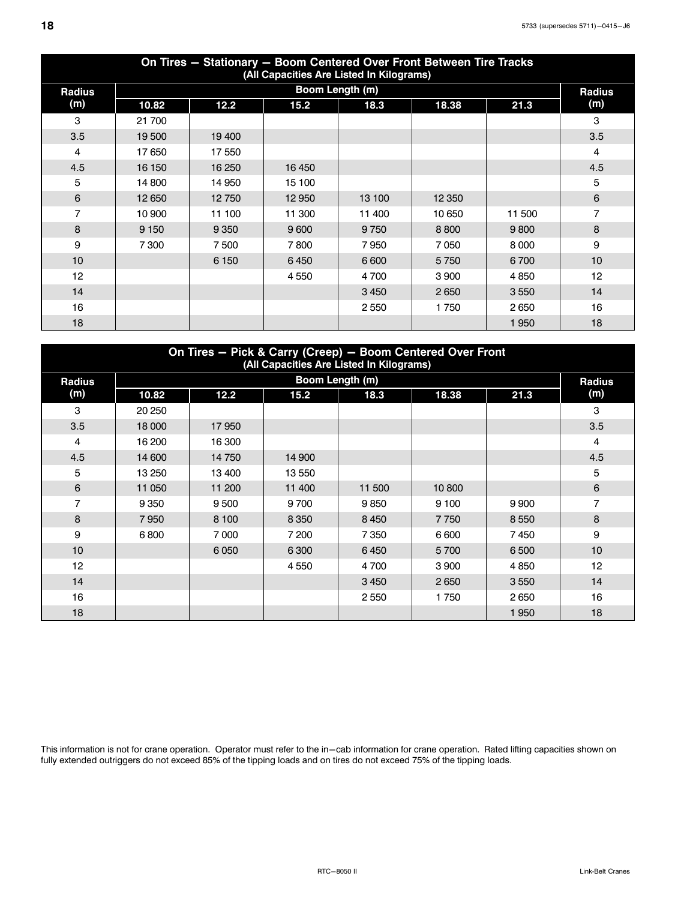| On Tires — Stationary — Boom Centered Over Front Between Tire Tracks (All Capacities Are Listed In Kilograms) | | | | | | | |
|---|---|---|---|---|---|---|---|
| Radius (m) | Boom Length (m) | | | | | | Radius (m) |
| | 10.82 | 12.2 | 15.2 | 18.3 | 18.38 | 21.3 | |
| 3 | 21 700 | | | | | | 3 |
| 3.5 | 19 500 | 19 400 | | | | | 3.5 |
| 4 | 17 650 | 17 550 | | | | | 4 |
| 4.5 | 16 150 | 16 250 | 16 450 | | | | 4.5 |
| 5 | 14 800 | 14 950 | 15 100 | | | | 5 |
| 6 | 12 650 | 12 750 | 12 950 | 13 100 | 12 350 | | 6 |
| 7 | 10 900 | 11 100 | 11 300 | 11 400 | 10 650 | 11 500 | 7 |
| 8 | 9 150 | 9 350 | 9 600 | 9 750 | 8 800 | 9 800 | 8 |
| 9 | 7 300 | 7 500 | 7 800 | 7 950 | 7 050 | 8 000 | 9 |
| 10 | | 6 150 | 6 450 | 6 600 | 5 750 | 6 700 | 10 |
| 12 | | | 4 550 | 4 700 | 3 900 | 4 850 | 12 |
| 14 | | | | 3 450 | 2 650 | 3 550 | 14 |
| 16 | | | | 2 550 | 1 750 | 2 650 | 16 |
| 18 | | | | | | 1 950 | 18 |

| On Tires — Pick & Carry (Creep) — Boom Centered Over Front (All Capacities Are Listed In Kilograms) | | | | | | | |
|---|---|---|---|---|---|---|---|
| Radius (m) | Boom Length (m) | | | | | | Radius (m) |
| | 10.82 | 12.2 | 15.2 | 18.3 | 18.38 | 21.3 | |
| 3 | 20 250 | | | | | | 3 |
| 3.5 | 18 000 | 17 950 | | | | | 3.5 |
| 4 | 16 200 | 16 300 | | | | | 4 |
| 4.5 | 14 600 | 14 750 | 14 900 | | | | 4.5 |
| 5 | 13 250 | 13 400 | 13 550 | | | | 5 |
| 6 | 11 050 | 11 200 | 11 400 | 11 500 | 10 800 | | 6 |
| 7 | 9 350 | 9 500 | 9 700 | 9 850 | 9 100 | 9 900 | 7 |
| 8 | 7 950 | 8 100 | 8 350 | 8 450 | 7 750 | 8 550 | 8 |
| 9 | 6 800 | 7 000 | 7 200 | 7 350 | 6 600 | 7 450 | 9 |
| 10 | | 6 050 | 6 300 | 6 450 | 5 700 | 6 500 | 10 |
| 12 | | | 4 550 | 4 700 | 3 900 | 4 850 | 12 |
| 14 | | | | 3 450 | 2 650 | 3 550 | 14 |
| 16 | | | | 2 550 | 1 750 | 2 650 | 16 |
| 18 | | | | | | 1 950 | 18 |

This information is not for crane operation. Operator must refer to the in−cab information for crane operation. Rated lifting capacities shown on fully extended outriggers do not exceed 85% of the tipping loads and on tires do not exceed 75% of the tipping loads.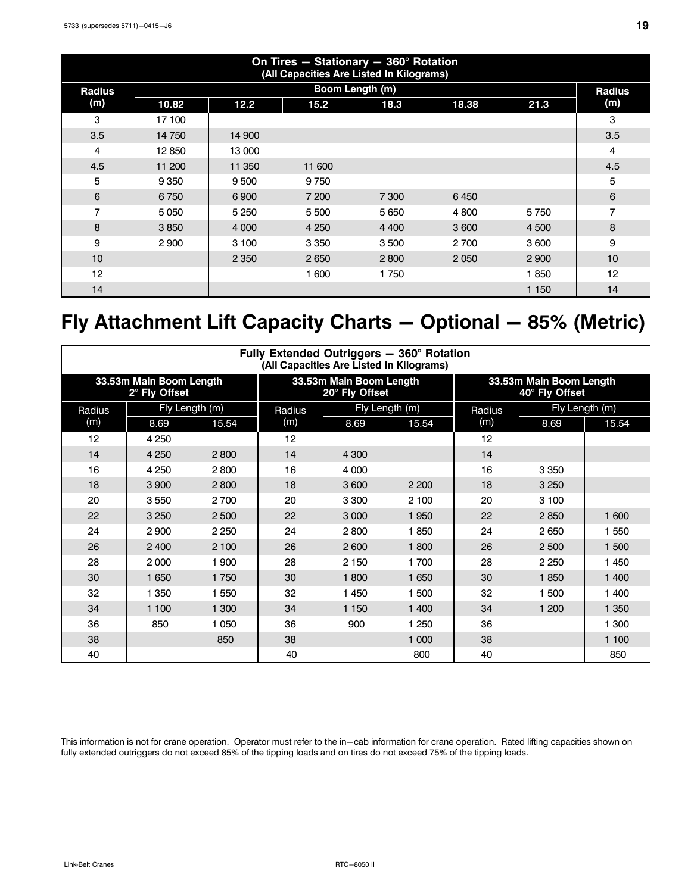| On Tires — Stationary — 360° Rotation (All Capacities Are Listed In Kilograms) | | | | | | | |
|---|---|---|---|---|---|---|---|
| Radius (m) | Boom Length (m) | | | | | | Radius (m) |
| | 10.82 | 12.2 | 15.2 | 18.3 | 18.38 | 21.3 | |
| 3 | 17 100 | | | | | | 3 |
| 3.5 | 14 750 | 14 900 | | | | | 3.5 |
| 4 | 12 850 | 13 000 | | | | | 4 |
| 4.5 | 11 200 | 11 350 | 11 600 | | | | 4.5 |
| 5 | 9 350 | 9 500 | 9 750 | | | | 5 |
| 6 | 6 750 | 6 900 | 7 200 | 7 300 | 6 450 | | 6 |
| 7 | 5 050 | 5 250 | 5 500 | 5 650 | 4 800 | 5 750 | 7 |
| 8 | 3 850 | 4 000 | 4 250 | 4 400 | 3 600 | 4 500 | 8 |
| 9 | 2 900 | 3 100 | 3 350 | 3 500 | 2 700 | 3 600 | 9 |
| 10 | | 2 350 | 2 650 | 2 800 | 2 050 | 2 900 | 10 |
| 12 | | | 1 600 | 1 750 | | 1 850 | 12 |
| 14 | | | | | | 1 150 | 14 |

# Fly Attachment Lift Capacity Charts — Optional — 85% (Metric)

| Fully Extended Outriggers — 360° Rotation (All Capacities Are Listed In Kilograms) | | | | | | | | |
|---|---|---|---|---|---|---|---|---|
| 33.53m Main Boom Length 2° Fly Offset | | | 33.53m Main Boom Length 20° Fly Offset | | | 33.53m Main Boom Length 40° Fly Offset | | |
| Radius (m) | Fly Length (m) | | Radius (m) | Fly Length (m) | | Radius (m) | Fly Length (m) | |
| | 8.69 | 15.54 | | 8.69 | 15.54 | | 8.69 | 15.54 |
| 12 | 4 250 | | 12 | | | 12 | | |
| 14 | 4 250 | 2 800 | 14 | 4 300 | | 14 | | |
| 16 | 4 250 | 2 800 | 16 | 4 000 | | 16 | 3 350 | |
| 18 | 3 900 | 2 800 | 18 | 3 600 | 2 200 | 18 | 3 250 | |
| 20 | 3 550 | 2 700 | 20 | 3 300 | 2 100 | 20 | 3 100 | |
| 22 | 3 250 | 2 500 | 22 | 3 000 | 1 950 | 22 | 2 850 | 1 600 |
| 24 | 2 900 | 2 250 | 24 | 2 800 | 1 850 | 24 | 2 650 | 1 550 |
| 26 | 2 400 | 2 100 | 26 | 2 600 | 1 800 | 26 | 2 500 | 1 500 |
| 28 | 2 000 | 1 900 | 28 | 2 150 | 1 700 | 28 | 2 250 | 1 450 |
| 30 | 1 650 | 1 750 | 30 | 1 800 | 1 650 | 30 | 1 850 | 1 400 |
| 32 | 1 350 | 1 550 | 32 | 1 450 | 1 500 | 32 | 1 500 | 1 400 |
| 34 | 1 100 | 1 300 | 34 | 1 150 | 1 400 | 34 | 1 200 | 1 350 |
| 36 | 850 | 1 050 | 36 | 900 | 1 250 | 36 | | 1 300 |
| 38 | | 850 | 38 | | 1 000 | 38 | | 1 100 |
| 40 | | | 40 | | 800 | 40 | | 850 |

This information is not for crane operation. Operator must refer to the in—cab information for crane operation. Rated lifting capacities shown on fully extended outriggers do not exceed 85% of the tipping loads and on tires do not exceed 75% of the tipping loads.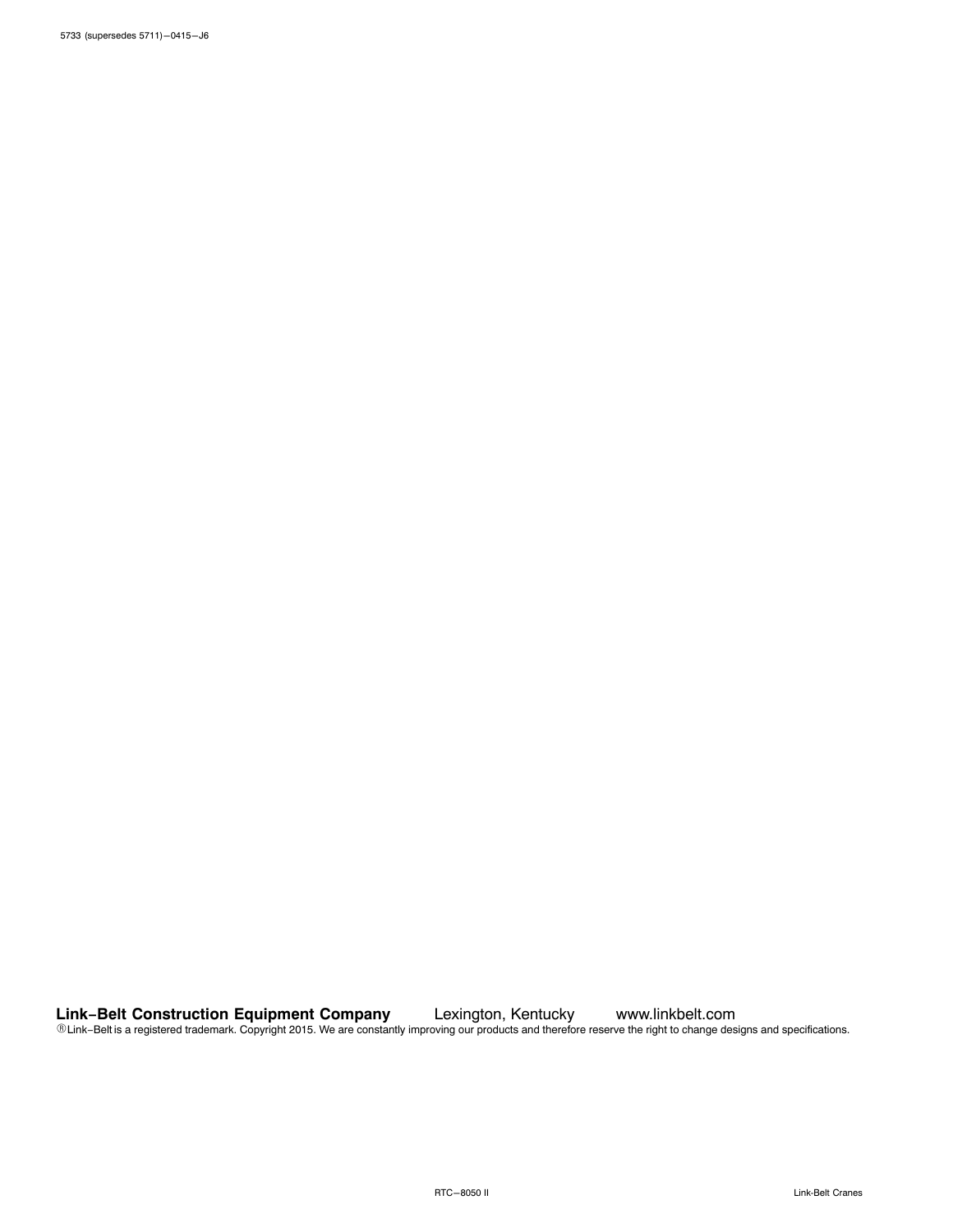5733 (supersedes 5711)−0415−J6

**Link−Belt Construction Equipment Company** Lexington, Kentucky www.linkbelt.com

® Link−Belt is a registered trademark. Copyright 2015. We are constantly improving our products and therefore reserve the right to change designs and specifications.